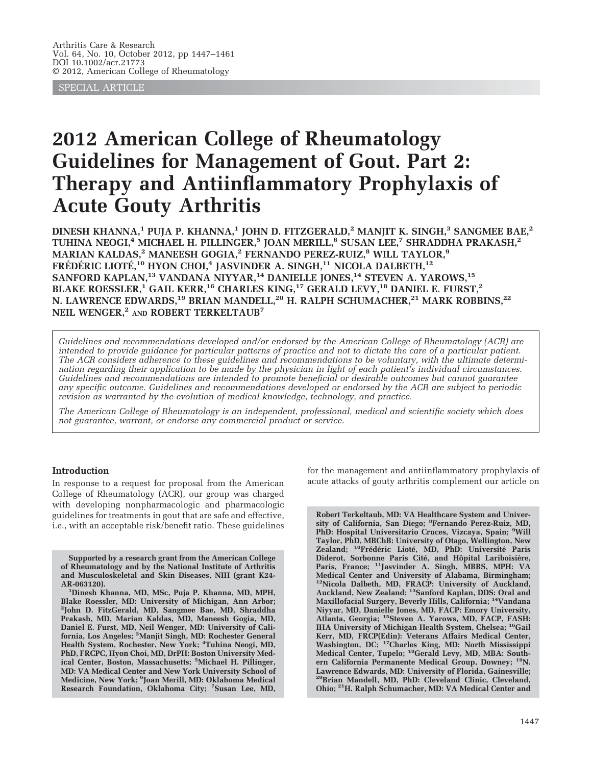SPECIAL ARTICLE

# 2012 American College of Rheumatology Guidelines for Management of Gout. Part 2: Therapy and Antiinflammatory Prophylaxis of Acute Gouty Arthritis

**DINESH KHANNA,[1] PUJA P. KHANNA,[1] JOHN D. FITZGERALD,[2] MANJIT K. SINGH,[3] SANGMEE BAE,[2] TUHINA NEOGI,[4] MICHAEL H. PILLINGER,[5] JOAN MERILL,[6] SUSAN LEE,[7] SHRADDHA PRAKASH,[2] MARIAN KALDAS,[2] MANEESH GOGIA,[2] FERNANDO PEREZ-RUIZ,[8] WILL TAYLOR,[9] FRÉDÉRIC LIOTÉ,[10] HYON CHOI,[4] JASVINDER A. SINGH,[11] NICOLA DALBETH,[12] SANFORD KAPLAN,[13] VANDANA NIYYAR,[14] DANIELLE JONES,[14] STEVEN A. YAROWS,[15] BLAKE ROESSLER,[1] GAIL KERR,[16] CHARLES KING,[17] GERALD LEVY,[18] DANIEL E. FURST,[2] N. LAWRENCE EDWARDS,[19] BRIAN MANDELL,[20] H. RALPH SCHUMACHER,[21] MARK ROBBINS,[22] NEIL WENGER,[2] AND ROBERT TERKELTAUB[7]**

*Guidelines and recommendations developed and/or endorsed by the American College of Rheumatology (ACR) are intended to provide guidance for particular patterns of practice and not to dictate the care of a particular patient. The ACR considers adherence to these guidelines and recommendations to be voluntary, with the ultimate determination regarding their application to be made by the physician in light of each patient's individual circumstances. Guidelines and recommendations are intended to promote beneficial or desirable outcomes but cannot guarantee any specific outcome. Guidelines and recommendations developed or endorsed by the ACR are subject to periodic revision as warranted by the evolution of medical knowledge, technology, and practice.*

*The American College of Rheumatology is an independent, professional, medical and scientific society which does not guarantee, warrant, or endorse any commercial product or service.*

## Introduction

In response to a request for proposal from the American College of Rheumatology (ACR), our group was charged with developing nonpharmacologic and pharmacologic guidelines for treatments in gout that are safe and effective, i.e., with an acceptable risk/benefit ratio. These guidelines for the management and antiinflammatory prophylaxis of acute attacks of gouty arthritis complement our article on

**Supported by a research grant from the American College of Rheumatology and by the National Institute of Arthritis and Musculoskeletal and Skin Diseases, NIH (grant K24-AR-063120).**

**[1]Dinesh Khanna, MD, MSc, Puja P. Khanna, MD, MPH, Blake Roessler, MD: University of Michigan, Ann Arbor; [2]John D. FitzGerald, MD, Sangmee Bae, MD, Shraddha Prakash, MD, Marian Kaldas, MD, Maneesh Gogia, MD, Daniel E. Furst, MD, Neil Wenger, MD: University of California, Los Angeles; [3]Manjit Singh, MD: Rochester General Health System, Rochester, New York; [4]Tuhina Neogi, MD, PhD, FRCPC, Hyon Choi, MD, DrPH: Boston University Medical Center, Boston, Massachusetts; [5]Michael H. Pillinger, MD: VA Medical Center and New York University School of Medicine, New York; [6]Joan Merill, MD: Oklahoma Medical Research Foundation, Oklahoma City; [7]Susan Lee, MD, Robert Terkeltaub, MD: VA Healthcare System and University of California, San Diego; [8]Fernando Perez-Ruiz, MD, PhD: Hospital Universitario Cruces, Vizcaya, Spain; [9]Will Taylor, PhD, MBChB: University of Otago, Wellington, New Zealand; [10]Frédéric Lioté, MD, PhD: Université Paris Diderot, Sorbonne Paris Cité, and Hôpital Lariboisière, Paris, France; [11]Jasvinder A. Singh, MBBS, MPH: VA Medical Center and University of Alabama, Birmingham; [12]Nicola Dalbeth, MD, FRACP: University of Auckland, Auckland, New Zealand; [13]Sanford Kaplan, DDS: Oral and Maxillofacial Surgery, Beverly Hills, California; [14]Vandana Niyyar, MD, Danielle Jones, MD, FACP: Emory University, Atlanta, Georgia; [15]Steven A. Yarows, MD, FACP, FASH: IHA University of Michigan Health System, Chelsea; [16]Gail Kerr, MD, FRCP(Edin): Veterans Affairs Medical Center, Washington, DC; [17]Charles King, MD: North Mississippi Medical Center, Tupelo; [18]Gerald Levy, MD, MBA: Southern California Permanente Medical Group, Downey; [19]N. Lawrence Edwards, MD: University of Florida, Gainesville; [20]Brian Mandell, MD, PhD: Cleveland Clinic, Cleveland, Ohio; [21]H. Ralph Schumacher, MD: VA Medical Center and**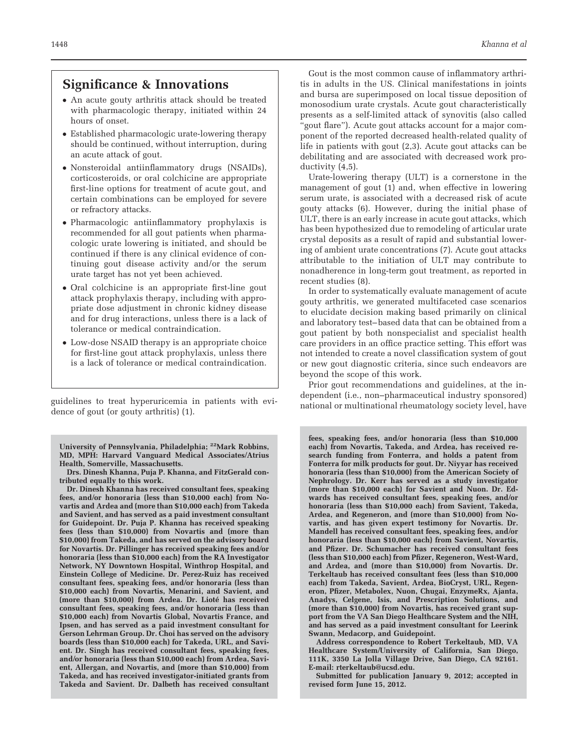## Significance & Innovations

- An acute gouty arthritis attack should be treated with pharmacologic therapy, initiated within 24 hours of onset.
- Established pharmacologic urate-lowering therapy should be continued, without interruption, during an acute attack of gout.
- Nonsteroidal antiinflammatory drugs (NSAIDs), corticosteroids, or oral colchicine are appropriate first-line options for treatment of acute gout, and certain combinations can be employed for severe or refractory attacks.
- Pharmacologic antiinflammatory prophylaxis is recommended for all gout patients when pharmacologic urate lowering is initiated, and should be continued if there is any clinical evidence of continuing gout disease activity and/or the serum urate target has not yet been achieved.
- Oral colchicine is an appropriate first-line gout attack prophylaxis therapy, including with appropriate dose adjustment in chronic kidney disease and for drug interactions, unless there is a lack of tolerance or medical contraindication.
- Low-dose NSAID therapy is an appropriate choice for first-line gout attack prophylaxis, unless there is a lack of tolerance or medical contraindication.

guidelines to treat hyperuricemia in patients with evidence of gout (or gouty arthritis) (1).

Gout is the most common cause of inflammatory arthritis in adults in the US. Clinical manifestations in joints and bursa are superimposed on local tissue deposition of monosodium urate crystals. Acute gout characteristically presents as a self-limited attack of synovitis (also called "gout flare"). Acute gout attacks account for a major component of the reported decreased health-related quality of life in patients with gout (2,3). Acute gout attacks can be debilitating and are associated with decreased work productivity (4,5).

Urate-lowering therapy (ULT) is a cornerstone in the management of gout (1) and, when effective in lowering serum urate, is associated with a decreased risk of acute gouty attacks (6). However, during the initial phase of ULT, there is an early increase in acute gout attacks, which has been hypothesized due to remodeling of articular urate crystal deposits as a result of rapid and substantial lowering of ambient urate concentrations (7). Acute gout attacks attributable to the initiation of ULT may contribute to nonadherence in long-term gout treatment, as reported in recent studies (8).

In order to systematically evaluate management of acute gouty arthritis, we generated multifaceted case scenarios to elucidate decision making based primarily on clinical and laboratory test–based data that can be obtained from a gout patient by both nonspecialist and specialist health care providers in an office practice setting. This effort was not intended to create a novel classification system of gout or new gout diagnostic criteria, since such endeavors are beyond the scope of this work.

Prior gout recommendations and guidelines, at the independent (i.e., non–pharmaceutical industry sponsored) national or multinational rheumatology society level, have

**University of Pennsylvania, Philadelphia; [22]Mark Robbins, MD, MPH: Harvard Vanguard Medical Associates/Atrius Health, Somerville, Massachusetts.**

**Drs. Dinesh Khanna, Puja P. Khanna, and FitzGerald contributed equally to this work.**

**Dr. Dinesh Khanna has received consultant fees, speaking fees, and/or honoraria (less than $10,000 each) from Novartis and Ardea and (more than $10,000 each) from Takeda and Savient, and has served as a paid investment consultant for Guidepoint. Dr. Puja P. Khanna has received speaking fees (less than $10,000) from Novartis and (more than $10,000) from Takeda, and has served on the advisory board for Novartis. Dr. Pillinger has received speaking fees and/or honoraria (less than $10,000 each) from the RA Investigator Network, NY Downtown Hospital, Winthrop Hospital, and Einstein College of Medicine. Dr. Perez-Ruiz has received consultant fees, speaking fees, and/or honoraria (less than $10,000 each) from Novartis, Menarini, and Savient, and (more than $10,000) from Ardea. Dr. Lioté has received consultant fees, speaking fees, and/or honoraria (less than $10,000 each) from Novartis Global, Novartis France, and Ipsen, and has served as a paid investment consultant for Gerson Lehrman Group. Dr. Choi has served on the advisory boards (less than $10,000 each) for Takeda, URL, and Savient. Dr. Singh has received consultant fees, speaking fees, and/or honoraria (less than $10,000 each) from Ardea, Savient, Allergan, and Novartis, and (more than $10,000) from Takeda, and has received investigator-initiated grants from Takeda and Savient. Dr. Dalbeth has received consultant fees, speaking fees, and/or honoraria (less than $10,000 each) from Novartis, Takeda, and Ardea, has received research funding from Fonterra, and holds a patent from Fonterra for milk products for gout. Dr. Niyyar has received honoraria (less than $10,000) from the American Society of Nephrology. Dr. Kerr has served as a study investigator (more than $10,000 each) for Savient and Nuon. Dr. Edwards has received consultant fees, speaking fees, and/or honoraria (less than $10,000 each) from Savient, Takeda, Ardea, and Regeneron, and (more than $10,000) from Novartis, and has given expert testimony for Novartis. Dr. Mandell has received consultant fees, speaking fees, and/or honoraria (less than $10,000 each) from Savient, Novartis, and Pfizer. Dr. Schumacher has received consultant fees (less than $10,000 each) from Pfizer, Regeneron, West-Ward, and Ardea, and (more than $10,000) from Novartis. Dr. Terkeltaub has received consultant fees (less than $10,000 each) from Takeda, Savient, Ardea, BioCryst, URL, Regeneron, Pfizer, Metabolex, Nuon, Chugai, EnzymeRx, Ajanta, Anadys, Celgene, Isis, and Prescription Solutions, and (more than $10,000) from Novartis, has received grant support from the VA San Diego Healthcare System and the NIH, and has served as a paid investment consultant for Leerink Swann, Medacorp, and Guidepoint.**

**Address correspondence to Robert Terkeltaub, MD, VA Healthcare System/University of California, San Diego, 111K, 3350 La Jolla Village Drive, San Diego, CA 92161. E-mail: rterkeltaub@ucsd.edu.**

**Submitted for publication January 9, 2012; accepted in revised form June 15, 2012.**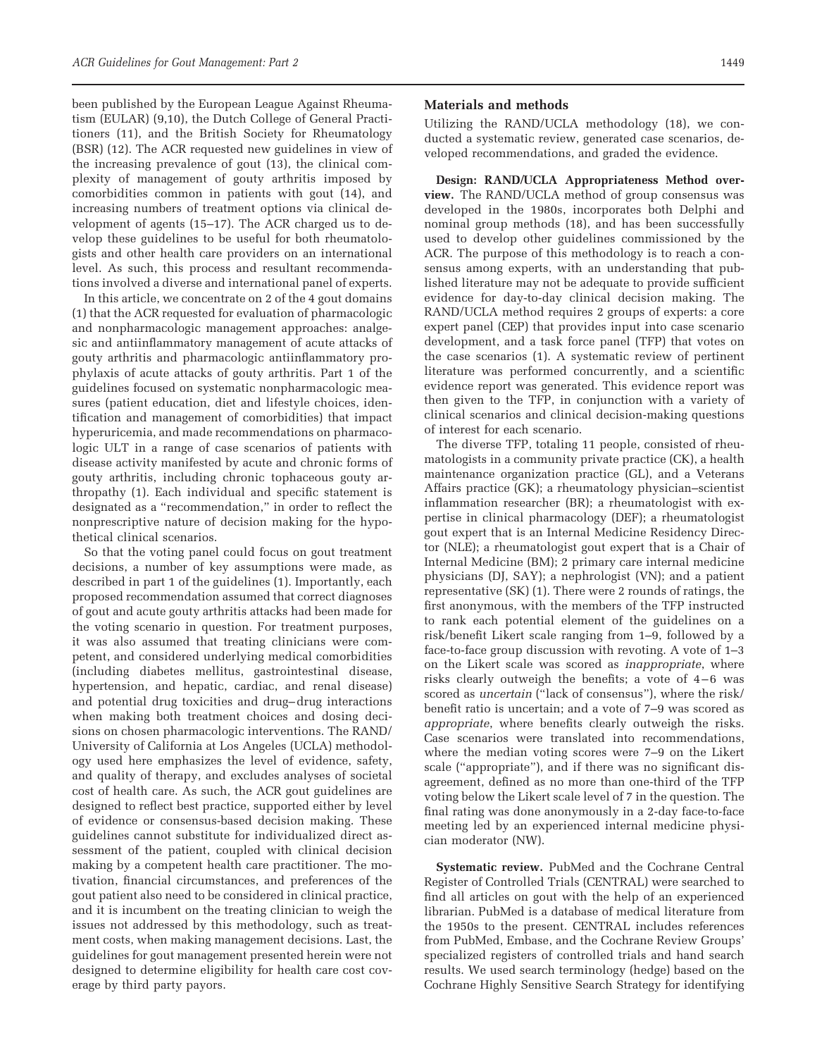been published by the European League Against Rheumatism (EULAR) (9,10), the Dutch College of General Practitioners (11), and the British Society for Rheumatology (BSR) (12). The ACR requested new guidelines in view of the increasing prevalence of gout (13), the clinical complexity of management of gouty arthritis imposed by comorbidities common in patients with gout (14), and increasing numbers of treatment options via clinical development of agents (15–17). The ACR charged us to develop these guidelines to be useful for both rheumatologists and other health care providers on an international level. As such, this process and resultant recommendations involved a diverse and international panel of experts.

In this article, we concentrate on 2 of the 4 gout domains (1) that the ACR requested for evaluation of pharmacologic and nonpharmacologic management approaches: analgesic and antiinflammatory management of acute attacks of gouty arthritis and pharmacologic antiinflammatory prophylaxis of acute attacks of gouty arthritis. Part 1 of the guidelines focused on systematic nonpharmacologic measures (patient education, diet and lifestyle choices, identification and management of comorbidities) that impact hyperuricemia, and made recommendations on pharmacologic ULT in a range of case scenarios of patients with disease activity manifested by acute and chronic forms of gouty arthritis, including chronic tophaceous gouty arthropathy (1). Each individual and specific statement is designated as a "recommendation," in order to reflect the nonprescriptive nature of decision making for the hypothetical clinical scenarios.

So that the voting panel could focus on gout treatment decisions, a number of key assumptions were made, as described in part 1 of the guidelines (1). Importantly, each proposed recommendation assumed that correct diagnoses of gout and acute gouty arthritis attacks had been made for the voting scenario in question. For treatment purposes, it was also assumed that treating clinicians were competent, and considered underlying medical comorbidities (including diabetes mellitus, gastrointestinal disease, hypertension, and hepatic, cardiac, and renal disease) and potential drug toxicities and drug–drug interactions when making both treatment choices and dosing decisions on chosen pharmacologic interventions. The RAND/University of California at Los Angeles (UCLA) methodology used here emphasizes the level of evidence, safety, and quality of therapy, and excludes analyses of societal cost of health care. As such, the ACR gout guidelines are designed to reflect best practice, supported either by level of evidence or consensus-based decision making. These guidelines cannot substitute for individualized direct assessment of the patient, coupled with clinical decision making by a competent health care practitioner. The motivation, financial circumstances, and preferences of the gout patient also need to be considered in clinical practice, and it is incumbent on the treating clinician to weigh the issues not addressed by this methodology, such as treatment costs, when making management decisions. Last, the guidelines for gout management presented herein were not designed to determine eligibility for health care cost coverage by third party payors.

## Materials and methods

Utilizing the RAND/UCLA methodology (18), we conducted a systematic review, generated case scenarios, developed recommendations, and graded the evidence.

**Design: RAND/UCLA Appropriateness Method overview.** The RAND/UCLA method of group consensus was developed in the 1980s, incorporates both Delphi and nominal group methods (18), and has been successfully used to develop other guidelines commissioned by the ACR. The purpose of this methodology is to reach a consensus among experts, with an understanding that published literature may not be adequate to provide sufficient evidence for day-to-day clinical decision making. The RAND/UCLA method requires 2 groups of experts: a core expert panel (CEP) that provides input into case scenario development, and a task force panel (TFP) that votes on the case scenarios (1). A systematic review of pertinent literature was performed concurrently, and a scientific evidence report was generated. This evidence report was then given to the TFP, in conjunction with a variety of clinical scenarios and clinical decision-making questions of interest for each scenario.

The diverse TFP, totaling 11 people, consisted of rheumatologists in a community private practice (CK), a health maintenance organization practice (GL), and a Veterans Affairs practice (GK); a rheumatology physician–scientist inflammation researcher (BR); a rheumatologist with expertise in clinical pharmacology (DEF); a rheumatologist gout expert that is an Internal Medicine Residency Director (NLE); a rheumatologist gout expert that is a Chair of Internal Medicine (BM); 2 primary care internal medicine physicians (DJ, SAY); a nephrologist (VN); and a patient representative (SK) (1). There were 2 rounds of ratings, the first anonymous, with the members of the TFP instructed to rank each potential element of the guidelines on a risk/benefit Likert scale ranging from 1–9, followed by a face-to-face group discussion with revoting. A vote of 1–3 on the Likert scale was scored as *inappropriate*, where risks clearly outweigh the benefits; a vote of 4–6 was scored as *uncertain* ("lack of consensus"), where the risk/benefit ratio is uncertain; and a vote of 7–9 was scored as *appropriate*, where benefits clearly outweigh the risks. Case scenarios were translated into recommendations, where the median voting scores were 7–9 on the Likert scale ("appropriate"), and if there was no significant disagreement, defined as no more than one-third of the TFP voting below the Likert scale level of 7 in the question. The final rating was done anonymously in a 2-day face-to-face meeting led by an experienced internal medicine physician moderator (NW).

**Systematic review.** PubMed and the Cochrane Central Register of Controlled Trials (CENTRAL) were searched to find all articles on gout with the help of an experienced librarian. PubMed is a database of medical literature from the 1950s to the present. CENTRAL includes references from PubMed, Embase, and the Cochrane Review Groups' specialized registers of controlled trials and hand search results. We used search terminology (hedge) based on the Cochrane Highly Sensitive Search Strategy for identifying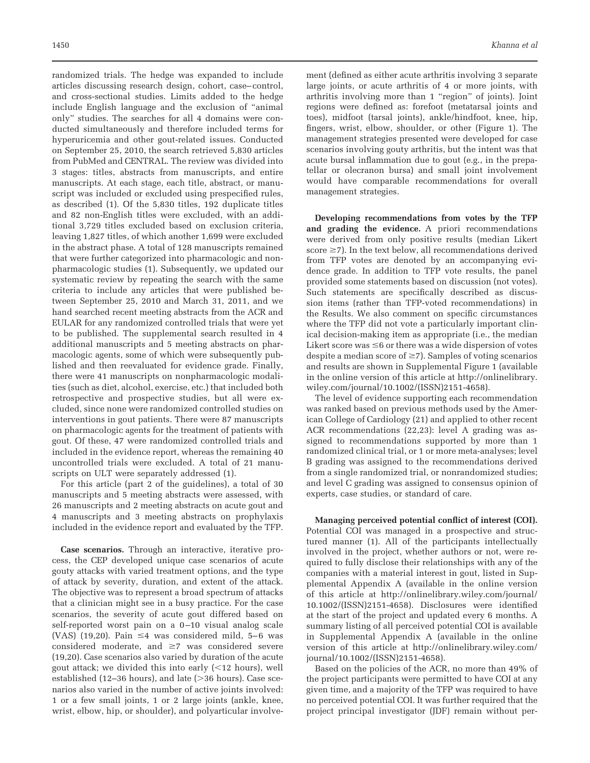randomized trials. The hedge was expanded to include articles discussing research design, cohort, case–control, and cross-sectional studies. Limits added to the hedge include English language and the exclusion of "animal only" studies. The searches for all 4 domains were conducted simultaneously and therefore included terms for hyperuricemia and other gout-related issues. Conducted on September 25, 2010, the search retrieved 5,830 articles from PubMed and CENTRAL. The review was divided into 3 stages: titles, abstracts from manuscripts, and entire manuscripts. At each stage, each title, abstract, or manuscript was included or excluded using prespecified rules, as described (1). Of the 5,830 titles, 192 duplicate titles and 82 non-English titles were excluded, with an additional 3,729 titles excluded based on exclusion criteria, leaving 1,827 titles, of which another 1,699 were excluded in the abstract phase. A total of 128 manuscripts remained that were further categorized into pharmacologic and nonpharmacologic studies (1). Subsequently, we updated our systematic review by repeating the search with the same criteria to include any articles that were published between September 25, 2010 and March 31, 2011, and we hand searched recent meeting abstracts from the ACR and EULAR for any randomized controlled trials that were yet to be published. The supplemental search resulted in 4 additional manuscripts and 5 meeting abstracts on pharmacologic agents, some of which were subsequently published and then reevaluated for evidence grade. Finally, there were 41 manuscripts on nonpharmacologic modalities (such as diet, alcohol, exercise, etc.) that included both retrospective and prospective studies, but all were excluded, since none were randomized controlled studies on interventions in gout patients. There were 87 manuscripts on pharmacologic agents for the treatment of patients with gout. Of these, 47 were randomized controlled trials and included in the evidence report, whereas the remaining 40 uncontrolled trials were excluded. A total of 21 manuscripts on ULT were separately addressed (1).

For this article (part 2 of the guidelines), a total of 30 manuscripts and 5 meeting abstracts were assessed, with 26 manuscripts and 2 meeting abstracts on acute gout and 4 manuscripts and 3 meeting abstracts on prophylaxis included in the evidence report and evaluated by the TFP.

**Case scenarios.** Through an interactive, iterative process, the CEP developed unique case scenarios of acute gouty attacks with varied treatment options, and the type of attack by severity, duration, and extent of the attack. The objective was to represent a broad spectrum of attacks that a clinician might see in a busy practice. For the case scenarios, the severity of acute gout differed based on self-reported worst pain on a 0–10 visual analog scale (VAS) (19,20). Pain ≤4 was considered mild, 5–6 was considered moderate, and ≥7 was considered severe (19,20). Case scenarios also varied by duration of the acute gout attack; we divided this into early (<12 hours), well established (12–36 hours), and late (>36 hours). Case scenarios also varied in the number of active joints involved: 1 or a few small joints, 1 or 2 large joints (ankle, knee, wrist, elbow, hip, or shoulder), and polyarticular involvement (defined as either acute arthritis involving 3 separate large joints, or acute arthritis of 4 or more joints, with arthritis involving more than 1 "region" of joints). Joint regions were defined as: forefoot (metatarsal joints and toes), midfoot (tarsal joints), ankle/hindfoot, knee, hip, fingers, wrist, elbow, shoulder, or other (Figure 1). The management strategies presented were developed for case scenarios involving gouty arthritis, but the intent was that acute bursal inflammation due to gout (e.g., in the prepatellar or olecranon bursa) and small joint involvement would have comparable recommendations for overall management strategies.

**Developing recommendations from votes by the TFP and grading the evidence.** A priori recommendations were derived from only positive results (median Likert score ≥7). In the text below, all recommendations derived from TFP votes are denoted by an accompanying evidence grade. In addition to TFP vote results, the panel provided some statements based on discussion (not votes). Such statements are specifically described as discussion items (rather than TFP-voted recommendations) in the Results. We also comment on specific circumstances where the TFP did not vote a particularly important clinical decision-making item as appropriate (i.e., the median Likert score was ≤6 or there was a wide dispersion of votes despite a median score of ≥7). Samples of voting scenarios and results are shown in Supplemental Figure 1 (available in the online version of this article at http://onlinelibrary.wiley.com/journal/10.1002/(ISSN)2151-4658).

The level of evidence supporting each recommendation was ranked based on previous methods used by the American College of Cardiology (21) and applied to other recent ACR recommendations (22,23): level A grading was assigned to recommendations supported by more than 1 randomized clinical trial, or 1 or more meta-analyses; level B grading was assigned to the recommendations derived from a single randomized trial, or nonrandomized studies; and level C grading was assigned to consensus opinion of experts, case studies, or standard of care.

**Managing perceived potential conflict of interest (COI).** Potential COI was managed in a prospective and structured manner (1). All of the participants intellectually involved in the project, whether authors or not, were required to fully disclose their relationships with any of the companies with a material interest in gout, listed in Supplemental Appendix A (available in the online version of this article at http://onlinelibrary.wiley.com/journal/10.1002/(ISSN)2151-4658). Disclosures were identified at the start of the project and updated every 6 months. A summary listing of all perceived potential COI is available in Supplemental Appendix A (available in the online version of this article at http://onlinelibrary.wiley.com/journal/10.1002/(ISSN)2151-4658).

Based on the policies of the ACR, no more than 49% of the project participants were permitted to have COI at any given time, and a majority of the TFP was required to have no perceived potential COI. It was further required that the project principal investigator (JDF) remain without per-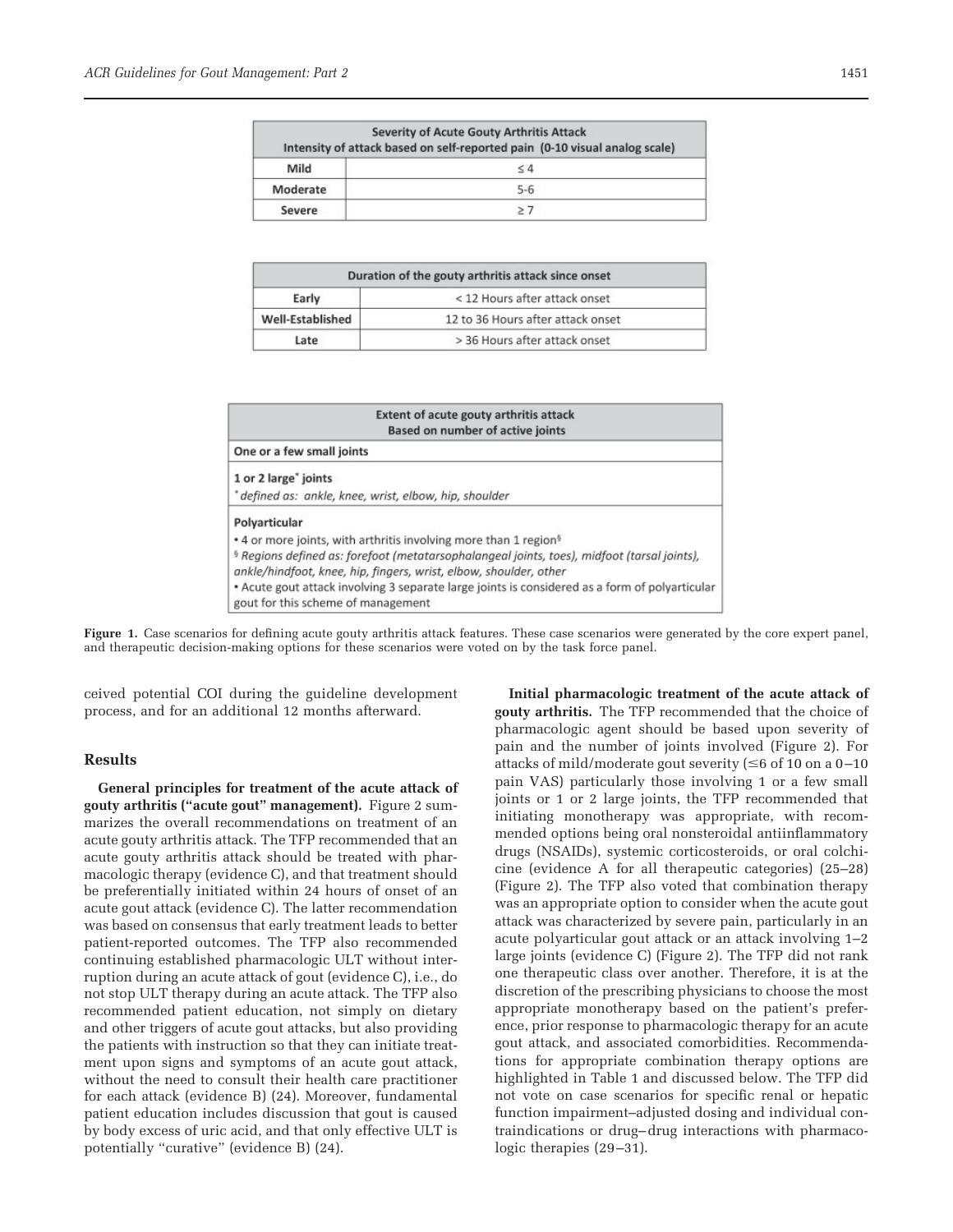| Severity of Acute Gouty Arthritis Attack Intensity of attack based on self-reported pain (0-10 visual analog scale) | |
|---|---|
| Mild | ≤ 4 |
| Moderate | 5-6 |
| Severe | ≥ 7 |

| Duration of the gouty arthritis attack since onset | |
|---|---|
| Early | < 12 Hours after attack onset |
| Well-Established | 12 to 36 Hours after attack onset |
| Late | > 36 Hours after attack onset |

| Extent of acute gouty arthritis attack Based on number of active joints |
|---|
| One or a few small joints |
| 1 or 2 large* joints<br>* *defined as: ankle, knee, wrist, elbow, hip, shoulder* |
| Polyarticular<br>• 4 or more joints, with arthritis involving more than 1 region§<br>§ *Regions defined as: forefoot (metatarsophalangeal joints, toes), midfoot (tarsal joints), ankle/hindfoot, knee, hip, fingers, wrist, elbow, shoulder, other*<br>• Acute gout attack involving 3 separate large joints is considered as a form of polyarticular gout for this scheme of management |

**Figure 1.** Case scenarios for defining acute gouty arthritis attack features. These case scenarios were generated by the core expert panel, and therapeutic decision-making options for these scenarios were voted on by the task force panel.

ceived potential COI during the guideline development process, and for an additional 12 months afterward.

## Results

**General principles for treatment of the acute attack of gouty arthritis ("acute gout" management).** Figure 2 summarizes the overall recommendations on treatment of an acute gouty arthritis attack. The TFP recommended that an acute gouty arthritis attack should be treated with pharmacologic therapy (evidence C), and that treatment should be preferentially initiated within 24 hours of onset of an acute gout attack (evidence C). The latter recommendation was based on consensus that early treatment leads to better patient-reported outcomes. The TFP also recommended continuing established pharmacologic ULT without interruption during an acute attack of gout (evidence C), i.e., do not stop ULT therapy during an acute attack. The TFP also recommended patient education, not simply on dietary and other triggers of acute gout attacks, but also providing the patients with instruction so that they can initiate treatment upon signs and symptoms of an acute gout attack, without the need to consult their health care practitioner for each attack (evidence B) (24). Moreover, fundamental patient education includes discussion that gout is caused by body excess of uric acid, and that only effective ULT is potentially "curative" (evidence B) (24).

**Initial pharmacologic treatment of the acute attack of gouty arthritis.** The TFP recommended that the choice of pharmacologic agent should be based upon severity of pain and the number of joints involved (Figure 2). For attacks of mild/moderate gout severity (≤6 of 10 on a 0–10 pain VAS) particularly those involving 1 or a few small joints or 1 or 2 large joints, the TFP recommended that initiating monotherapy was appropriate, with recommended options being oral nonsteroidal antiinflammatory drugs (NSAIDs), systemic corticosteroids, or oral colchicine (evidence A for all therapeutic categories) (25–28) (Figure 2). The TFP also voted that combination therapy was an appropriate option to consider when the acute gout attack was characterized by severe pain, particularly in an acute polyarticular gout attack or an attack involving 1–2 large joints (evidence C) (Figure 2). The TFP did not rank one therapeutic class over another. Therefore, it is at the discretion of the prescribing physicians to choose the most appropriate monotherapy based on the patient's preference, prior response to pharmacologic therapy for an acute gout attack, and associated comorbidities. Recommendations for appropriate combination therapy options are highlighted in Table 1 and discussed below. The TFP did not vote on case scenarios for specific renal or hepatic function impairment–adjusted dosing and individual contraindications or drug–drug interactions with pharmacologic therapies (29–31).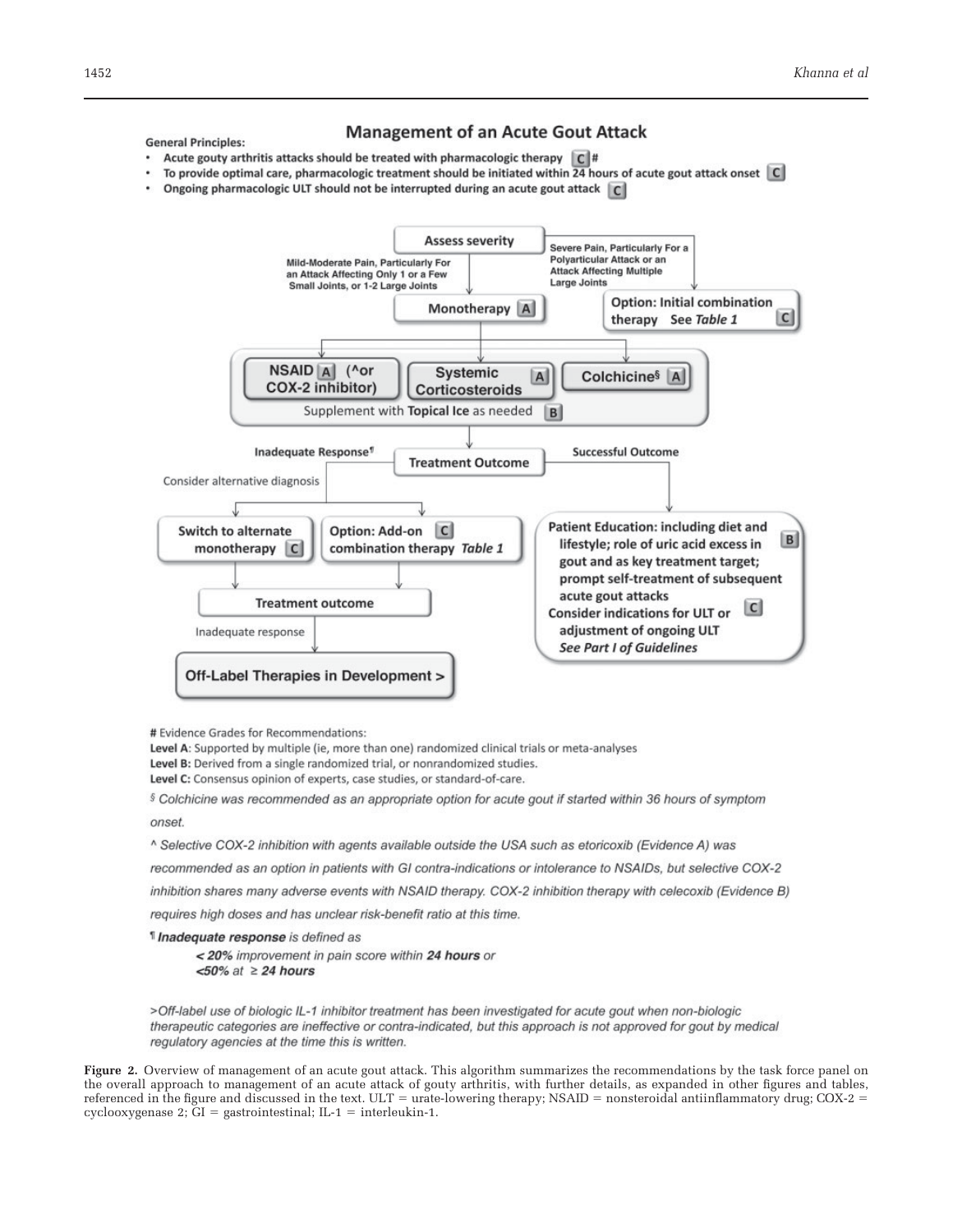## Management of an Acute Gout Attack

**General Principles:**

- Acute gouty arthritis attacks should be treated with pharmacologic therapy [C] #
- To provide optimal care, pharmacologic treatment should be initiated within 24 hours of acute gout attack onset [C]
- Ongoing pharmacologic ULT should not be interrupted during an acute gout attack [C]

**Assess severity**

- Mild-Moderate Pain, Particularly For an Attack Affecting Only 1 or a Few Small Joints, or 1-2 Large Joints → **Monotherapy** [A]
  - NSAID [A] (^or COX-2 inhibitor)
  - Systemic Corticosteroids [A]
  - Colchicine§ [A]
  - Supplement with **Topical Ice** as needed [B]
- Severe Pain, Particularly For a Polyarticular Attack or an Attack Affecting Multiple Large Joints → **Option: Initial combination therapy** See *Table 1* [C]

**Treatment Outcome**

- Inadequate Response¶ — Consider alternative diagnosis
  - Switch to alternate monotherapy [C]
  - Option: Add-on combination therapy *Table 1* [C]
  - → Treatment outcome → Inadequate response → **Off-Label Therapies in Development >**
- Successful Outcome
  - Patient Education: including diet and lifestyle; role of uric acid excess in gout and as key treatment target; prompt self-treatment of subsequent acute gout attacks [B]
  - Consider indications for ULT or adjustment of ongoing ULT *See Part I of Guidelines* [C]

**#** Evidence Grades for Recommendations:

**Level A**: Supported by multiple (ie, more than one) randomized clinical trials or meta-analyses

**Level B**: Derived from a single randomized trial, or nonrandomized studies.

**Level C**: Consensus opinion of experts, case studies, or standard-of-care.

*§ Colchicine was recommended as an appropriate option for acute gout if started within 36 hours of symptom onset.*

*^ Selective COX-2 inhibition with agents available outside the USA such as etoricoxib (Evidence A) was recommended as an option in patients with GI contra-indications or intolerance to NSAIDs, but selective COX-2 inhibition shares many adverse events with NSAID therapy. COX-2 inhibition therapy with celecoxib (Evidence B) requires high doses and has unclear risk-benefit ratio at this time.*

*¶ **Inadequate response** is defined as*

*$<$ **20%** improvement in pain score within **24 hours** or*

*$<$**50%** at $\geq$ **24 hours***

*>Off-label use of biologic IL-1 inhibitor treatment has been investigated for acute gout when non-biologic therapeutic categories are ineffective or contra-indicated, but this approach is not approved for gout by medical regulatory agencies at the time this is written.*

**Figure 2.** Overview of management of an acute gout attack. This algorithm summarizes the recommendations by the task force panel on the overall approach to management of an acute attack of gouty arthritis, with further details, as expanded in other figures and tables, referenced in the figure and discussed in the text. ULT = urate-lowering therapy; NSAID = nonsteroidal antiinflammatory drug; COX-2 = cyclooxygenase 2; GI = gastrointestinal; IL-1 = interleukin-1.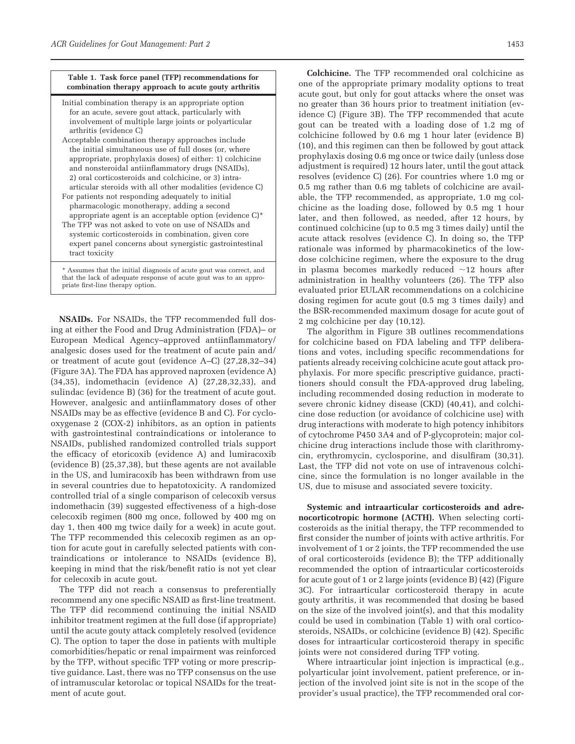**Table 1. Task force panel (TFP) recommendations for combination therapy approach to acute gouty arthritis**

| |
|---|
| Initial combination therapy is an appropriate option for an acute, severe gout attack, particularly with involvement of multiple large joints or polyarticular arthritis (evidence C) |
| Acceptable combination therapy approaches include the initial simultaneous use of full doses (or, where appropriate, prophylaxis doses) of either: 1) colchicine and nonsteroidal antiinflammatory drugs (NSAIDs), 2) oral corticosteroids and colchicine, or 3) intraarticular steroids with all other modalities (evidence C) |
| For patients not responding adequately to initial pharmacologic monotherapy, adding a second appropriate agent is an acceptable option (evidence C)* |
| The TFP was not asked to vote on use of NSAIDs and systemic corticosteroids in combination, given core expert panel concerns about synergistic gastrointestinal tract toxicity |

\* Assumes that the initial diagnosis of acute gout was correct, and that the lack of adequate response of acute gout was to an appropriate first-line therapy option.

**NSAIDs.** For NSAIDs, the TFP recommended full dosing at either the Food and Drug Administration (FDA)– or European Medical Agency–approved antiinflammatory/analgesic doses used for the treatment of acute pain and/or treatment of acute gout (evidence A–C) (27,28,32–34) (Figure 3A). The FDA has approved naproxen (evidence A) (34,35), indomethacin (evidence A) (27,28,32,33), and sulindac (evidence B) (36) for the treatment of acute gout. However, analgesic and antiinflammatory doses of other NSAIDs may be as effective (evidence B and C). For cyclooxygenase 2 (COX-2) inhibitors, as an option in patients with gastrointestinal contraindications or intolerance to NSAIDs, published randomized controlled trials support the efficacy of etoricoxib (evidence A) and lumiracoxib (evidence B) (25,37,38), but these agents are not available in the US, and lumiracoxib has been withdrawn from use in several countries due to hepatotoxicity. A randomized controlled trial of a single comparison of celecoxib versus indomethacin (39) suggested effectiveness of a high-dose celecoxib regimen (800 mg once, followed by 400 mg on day 1, then 400 mg twice daily for a week) in acute gout. The TFP recommended this celecoxib regimen as an option for acute gout in carefully selected patients with contraindications or intolerance to NSAIDs (evidence B), keeping in mind that the risk/benefit ratio is not yet clear for celecoxib in acute gout.

The TFP did not reach a consensus to preferentially recommend any one specific NSAID as first-line treatment. The TFP did recommend continuing the initial NSAID inhibitor treatment regimen at the full dose (if appropriate) until the acute gouty attack completely resolved (evidence C). The option to taper the dose in patients with multiple comorbidities/hepatic or renal impairment was reinforced by the TFP, without specific TFP voting or more prescriptive guidance. Last, there was no TFP consensus on the use of intramuscular ketorolac or topical NSAIDs for the treatment of acute gout.

**Colchicine.** The TFP recommended oral colchicine as one of the appropriate primary modality options to treat acute gout, but only for gout attacks where the onset was no greater than 36 hours prior to treatment initiation (evidence C) (Figure 3B). The TFP recommended that acute gout can be treated with a loading dose of 1.2 mg of colchicine followed by 0.6 mg 1 hour later (evidence B) (10), and this regimen can then be followed by gout attack prophylaxis dosing 0.6 mg once or twice daily (unless dose adjustment is required) 12 hours later, until the gout attack resolves (evidence C) (26). For countries where 1.0 mg or 0.5 mg rather than 0.6 mg tablets of colchicine are available, the TFP recommended, as appropriate, 1.0 mg colchicine as the loading dose, followed by 0.5 mg 1 hour later, and then followed, as needed, after 12 hours, by continued colchicine (up to 0.5 mg 3 times daily) until the acute attack resolves (evidence C). In doing so, the TFP rationale was informed by pharmacokinetics of the low-dose colchicine regimen, where the exposure to the drug in plasma becomes markedly reduced ~12 hours after administration in healthy volunteers (26). The TFP also evaluated prior EULAR recommendations on a colchicine dosing regimen for acute gout (0.5 mg 3 times daily) and the BSR-recommended maximum dosage for acute gout of 2 mg colchicine per day (10,12).

The algorithm in Figure 3B outlines recommendations for colchicine based on FDA labeling and TFP deliberations and votes, including specific recommendations for patients already receiving colchicine acute gout attack prophylaxis. For more specific prescriptive guidance, practitioners should consult the FDA-approved drug labeling, including recommended dosing reduction in moderate to severe chronic kidney disease (CKD) (40,41), and colchicine dose reduction (or avoidance of colchicine use) with drug interactions with moderate to high potency inhibitors of cytochrome P450 3A4 and of P-glycoprotein; major colchicine drug interactions include those with clarithromycin, erythromycin, cyclosporine, and disulfiram (30,31). Last, the TFP did not vote on use of intravenous colchicine, since the formulation is no longer available in the US, due to misuse and associated severe toxicity.

**Systemic and intraarticular corticosteroids and adrenocorticotropic hormone (ACTH).** When selecting corticosteroids as the initial therapy, the TFP recommended to first consider the number of joints with active arthritis. For involvement of 1 or 2 joints, the TFP recommended the use of oral corticosteroids (evidence B); the TFP additionally recommended the option of intraarticular corticosteroids for acute gout of 1 or 2 large joints (evidence B) (42) (Figure 3C). For intraarticular corticosteroid therapy in acute gouty arthritis, it was recommended that dosing be based on the size of the involved joint(s), and that this modality could be used in combination (Table 1) with oral corticosteroids, NSAIDs, or colchicine (evidence B) (42). Specific doses for intraarticular corticosteroid therapy in specific joints were not considered during TFP voting.

Where intraarticular joint injection is impractical (e.g., polyarticular joint involvement, patient preference, or injection of the involved joint site is not in the scope of the provider's usual practice), the TFP recommended oral cor-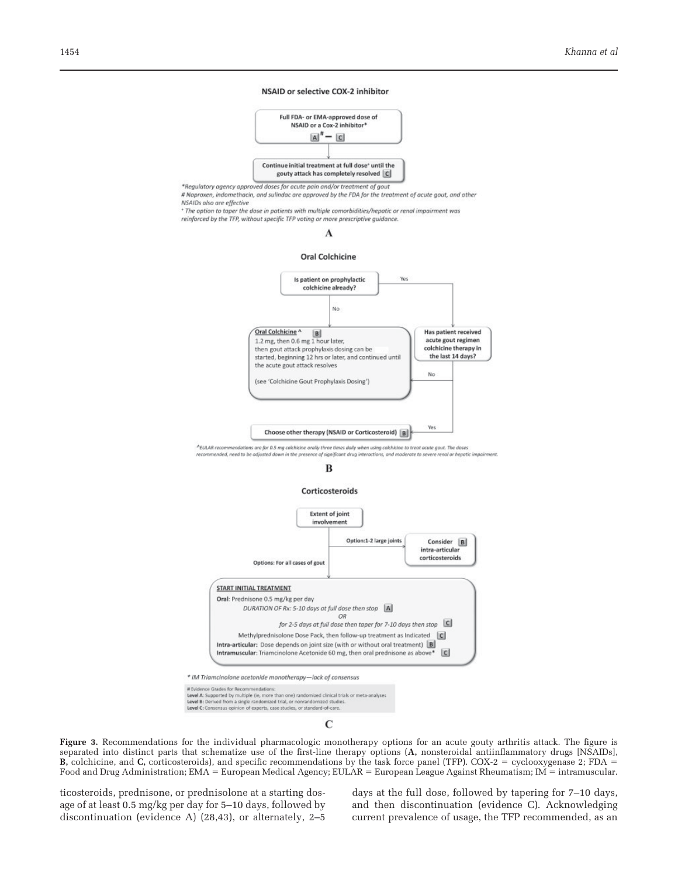## NSAID or selective COX-2 inhibitor

Full FDA- or EMA-approved dose of NSAID or a Cox-2 inhibitor* [A]# — [C]

↓

Continue initial treatment at full dose+ until the gouty attack has completely resolved [C]

*Regulatory agency approved doses for acute pain and/or treatment of gout

# Naproxen, indomethacin, and sulindac are approved by the FDA for the treatment of acute gout, and other NSAIDs also are effective

+ The option to taper the dose in patients with multiple comorbidities/hepatic or renal impairment was reinforced by the TFP, without specific TFP voting or more prescriptive guidance.

**A**

## Oral Colchicine

Is patient on prophylactic colchicine already?

- No → **Oral Colchicine ^** [B]
  1.2 mg, then 0.6 mg 1 hour later, then gout attack prophylaxis dosing can be started, beginning 12 hrs or later, and continued until the acute gout attack resolves
  (see 'Colchicine Gout Prophylaxis Dosing')
- Yes → Has patient received acute gout regimen colchicine therapy in the last 14 days?
  - No → Oral Colchicine
  - Yes → Choose other therapy (NSAID or Corticosteroid) [B]

^EULAR recommendations are for 0.5 mg colchicine orally three times daily when using colchicine to treat acute gout. The doses recommended, need to be adjusted down in the presence of significant drug interactions, and moderate to severe renal or hepatic impairment.

**B**

## Corticosteroids

Extent of joint involvement

- Option: 1-2 large joints → Consider [B] intra-articular corticosteroids
- Options: For all cases of gout →

**START INITIAL TREATMENT**

**Oral**: Prednisone 0.5 mg/kg per day

*DURATION OF Rx: 5-10 days at full dose then stop* [A]

*OR*

*for 2-5 days at full dose then taper for 7-10 days then stop* [C]

Methylprednisolone Dose Pack, then follow-up treatment as Indicated [C]

**Intra-articular**: Dose depends on joint size (with or without oral treatment) [B]

**Intramuscular**: Triamcinolone Acetonide 60 mg, then oral prednisone as above* [C]

* IM Triamcinolone acetonide monotherapy—lack of consensus

# Evidence Grades for Recommendations:
**Level A**: Supported by multiple (ie, more than one) randomized clinical trials or meta-analyses
**Level B**: Derived from a single randomized trial, or nonrandomized studies.
**Level C**: Consensus opinion of experts, case studies, or standard-of-care.

**C**

**Figure 3.** Recommendations for the individual pharmacologic monotherapy options for an acute gouty arthritis attack. The figure is separated into distinct parts that schematize use of the first-line therapy options (**A,** nonsteroidal antiinflammatory drugs [NSAIDs], **B,** colchicine, and **C,** corticosteroids), and specific recommendations by the task force panel (TFP). COX-2 = cyclooxygenase 2; FDA = Food and Drug Administration; EMA = European Medical Agency; EULAR = European League Against Rheumatism; IM = intramuscular.

ticosteroids, prednisone, or prednisolone at a starting dosage of at least 0.5 mg/kg per day for 5–10 days, followed by discontinuation (evidence A) (28,43), or alternately, 2–5 days at the full dose, followed by tapering for 7–10 days, and then discontinuation (evidence C). Acknowledging current prevalence of usage, the TFP recommended, as an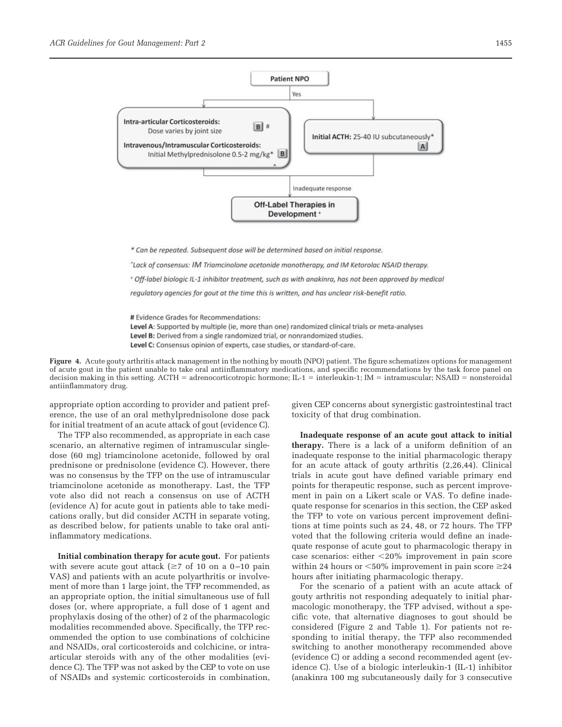**Patient NPO**

Yes

**Intra-articular Corticosteroids:** Dose varies by joint size **B** #

**Intravenous/Intramuscular Corticosteroids:** Initial Methylprednisolone 0.5-2 mg/kg* **B**

^

**Initial ACTH:** 25-40 IU subcutaneously* **A**

Inadequate response

**Off-Label Therapies in Development** ⁺

*\* Can be repeated. Subsequent dose will be determined based on initial response.*

*^Lack of consensus: IM Triamcinolone acetonide monotherapy, and IM Ketorolac NSAID therapy.*

*⁺ Off-label biologic IL-1 inhibitor treatment, such as with anakinra, has not been approved by medical regulatory agencies for gout at the time this is written, and has unclear risk-benefit ratio.*

**#** Evidence Grades for Recommendations:
**Level A**: Supported by multiple (ie, more than one) randomized clinical trials or meta-analyses
**Level B:** Derived from a single randomized trial, or nonrandomized studies.
**Level C:** Consensus opinion of experts, case studies, or standard-of-care.

**Figure 4.** Acute gouty arthritis attack management in the nothing by mouth (NPO) patient. The figure schematizes options for management of acute gout in the patient unable to take oral antiinflammatory medications, and specific recommendations by the task force panel on decision making in this setting. ACTH = adrenocorticotropic hormone; IL-1 = interleukin-1; IM = intramuscular; NSAID = nonsteroidal antiinflammatory drug.

appropriate option according to provider and patient preference, the use of an oral methylprednisolone dose pack for initial treatment of an acute attack of gout (evidence C).

The TFP also recommended, as appropriate in each case scenario, an alternative regimen of intramuscular single-dose (60 mg) triamcinolone acetonide, followed by oral prednisone or prednisolone (evidence C). However, there was no consensus by the TFP on the use of intramuscular triamcinolone acetonide as monotherapy. Last, the TFP vote also did not reach a consensus on use of ACTH (evidence A) for acute gout in patients able to take medications orally, but did consider ACTH in separate voting, as described below, for patients unable to take oral antiinflammatory medications.

**Initial combination therapy for acute gout.** For patients with severe acute gout attack (≥7 of 10 on a 0–10 pain VAS) and patients with an acute polyarthritis or involvement of more than 1 large joint, the TFP recommended, as an appropriate option, the initial simultaneous use of full doses (or, where appropriate, a full dose of 1 agent and prophylaxis dosing of the other) of 2 of the pharmacologic modalities recommended above. Specifically, the TFP recommended the option to use combinations of colchicine and NSAIDs, oral corticosteroids and colchicine, or intraarticular steroids with any of the other modalities (evidence C). The TFP was not asked by the CEP to vote on use of NSAIDs and systemic corticosteroids in combination, given CEP concerns about synergistic gastrointestinal tract toxicity of that drug combination.

**Inadequate response of an acute gout attack to initial therapy.** There is a lack of a uniform definition of an inadequate response to the initial pharmacologic therapy for an acute attack of gouty arthritis (2,26,44). Clinical trials in acute gout have defined variable primary end points for therapeutic response, such as percent improvement in pain on a Likert scale or VAS. To define inadequate response for scenarios in this section, the CEP asked the TFP to vote on various percent improvement definitions at time points such as 24, 48, or 72 hours. The TFP voted that the following criteria would define an inadequate response of acute gout to pharmacologic therapy in case scenarios: either <20% improvement in pain score within 24 hours or <50% improvement in pain score ≥24 hours after initiating pharmacologic therapy.

For the scenario of a patient with an acute attack of gouty arthritis not responding adequately to initial pharmacologic monotherapy, the TFP advised, without a specific vote, that alternative diagnoses to gout should be considered (Figure 2 and Table 1). For patients not responding to initial therapy, the TFP also recommended switching to another monotherapy recommended above (evidence C) or adding a second recommended agent (evidence C). Use of a biologic interleukin-1 (IL-1) inhibitor (anakinra 100 mg subcutaneously daily for 3 consecutive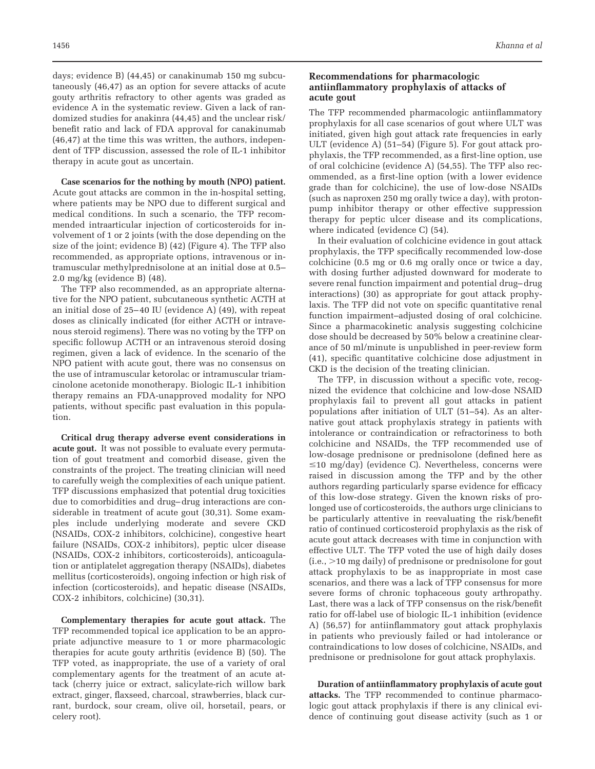days; evidence B) (44,45) or canakinumab 150 mg subcutaneously (46,47) as an option for severe attacks of acute gouty arthritis refractory to other agents was graded as evidence A in the systematic review. Given a lack of randomized studies for anakinra (44,45) and the unclear risk/benefit ratio and lack of FDA approval for canakinumab (46,47) at the time this was written, the authors, independent of TFP discussion, assessed the role of IL-1 inhibitor therapy in acute gout as uncertain.

**Case scenarios for the nothing by mouth (NPO) patient.** Acute gout attacks are common in the in-hospital setting, where patients may be NPO due to different surgical and medical conditions. In such a scenario, the TFP recommended intraarticular injection of corticosteroids for involvement of 1 or 2 joints (with the dose depending on the size of the joint; evidence B) (42) (Figure 4). The TFP also recommended, as appropriate options, intravenous or intramuscular methylprednisolone at an initial dose at 0.5–2.0 mg/kg (evidence B) (48).

The TFP also recommended, as an appropriate alternative for the NPO patient, subcutaneous synthetic ACTH at an initial dose of 25–40 IU (evidence A) (49), with repeat doses as clinically indicated (for either ACTH or intravenous steroid regimens). There was no voting by the TFP on specific followup ACTH or an intravenous steroid dosing regimen, given a lack of evidence. In the scenario of the NPO patient with acute gout, there was no consensus on the use of intramuscular ketorolac or intramuscular triamcinolone acetonide monotherapy. Biologic IL-1 inhibition therapy remains an FDA-unapproved modality for NPO patients, without specific past evaluation in this population.

**Critical drug therapy adverse event considerations in acute gout.** It was not possible to evaluate every permutation of gout treatment and comorbid disease, given the constraints of the project. The treating clinician will need to carefully weigh the complexities of each unique patient. TFP discussions emphasized that potential drug toxicities due to comorbidities and drug–drug interactions are considerable in treatment of acute gout (30,31). Some examples include underlying moderate and severe CKD (NSAIDs, COX-2 inhibitors, colchicine), congestive heart failure (NSAIDs, COX-2 inhibitors), peptic ulcer disease (NSAIDs, COX-2 inhibitors, corticosteroids), anticoagulation or antiplatelet aggregation therapy (NSAIDs), diabetes mellitus (corticosteroids), ongoing infection or high risk of infection (corticosteroids), and hepatic disease (NSAIDs, COX-2 inhibitors, colchicine) (30,31).

**Complementary therapies for acute gout attack.** The TFP recommended topical ice application to be an appropriate adjunctive measure to 1 or more pharmacologic therapies for acute gouty arthritis (evidence B) (50). The TFP voted, as inappropriate, the use of a variety of oral complementary agents for the treatment of an acute attack (cherry juice or extract, salicylate-rich willow bark extract, ginger, flaxseed, charcoal, strawberries, black currant, burdock, sour cream, olive oil, horsetail, pears, or celery root).

## Recommendations for pharmacologic antiinflammatory prophylaxis of attacks of acute gout

The TFP recommended pharmacologic antiinflammatory prophylaxis for all case scenarios of gout where ULT was initiated, given high gout attack rate frequencies in early ULT (evidence A) (51–54) (Figure 5). For gout attack prophylaxis, the TFP recommended, as a first-line option, use of oral colchicine (evidence A) (54,55). The TFP also recommended, as a first-line option (with a lower evidence grade than for colchicine), the use of low-dose NSAIDs (such as naproxen 250 mg orally twice a day), with proton-pump inhibitor therapy or other effective suppression therapy for peptic ulcer disease and its complications, where indicated (evidence C) (54).

In their evaluation of colchicine evidence in gout attack prophylaxis, the TFP specifically recommended low-dose colchicine (0.5 mg or 0.6 mg orally once or twice a day, with dosing further adjusted downward for moderate to severe renal function impairment and potential drug–drug interactions) (30) as appropriate for gout attack prophylaxis. The TFP did not vote on specific quantitative renal function impairment–adjusted dosing of oral colchicine. Since a pharmacokinetic analysis suggesting colchicine dose should be decreased by 50% below a creatinine clearance of 50 ml/minute is unpublished in peer-review form (41), specific quantitative colchicine dose adjustment in CKD is the decision of the treating clinician.

The TFP, in discussion without a specific vote, recognized the evidence that colchicine and low-dose NSAID prophylaxis fail to prevent all gout attacks in patient populations after initiation of ULT (51–54). As an alternative gout attack prophylaxis strategy in patients with intolerance or contraindication or refractoriness to both colchicine and NSAIDs, the TFP recommended use of low-dosage prednisone or prednisolone (defined here as ≤10 mg/day) (evidence C). Nevertheless, concerns were raised in discussion among the TFP and by the other authors regarding particularly sparse evidence for efficacy of this low-dose strategy. Given the known risks of prolonged use of corticosteroids, the authors urge clinicians to be particularly attentive in reevaluating the risk/benefit ratio of continued corticosteroid prophylaxis as the risk of acute gout attack decreases with time in conjunction with effective ULT. The TFP voted the use of high daily doses (i.e., >10 mg daily) of prednisone or prednisolone for gout attack prophylaxis to be as inappropriate in most case scenarios, and there was a lack of TFP consensus for more severe forms of chronic tophaceous gouty arthropathy. Last, there was a lack of TFP consensus on the risk/benefit ratio for off-label use of biologic IL-1 inhibition (evidence A) (56,57) for antiinflammatory gout attack prophylaxis in patients who previously failed or had intolerance or contraindications to low doses of colchicine, NSAIDs, and prednisone or prednisolone for gout attack prophylaxis.

**Duration of antiinflammatory prophylaxis of acute gout attacks.** The TFP recommended to continue pharmacologic gout attack prophylaxis if there is any clinical evidence of continuing gout disease activity (such as 1 or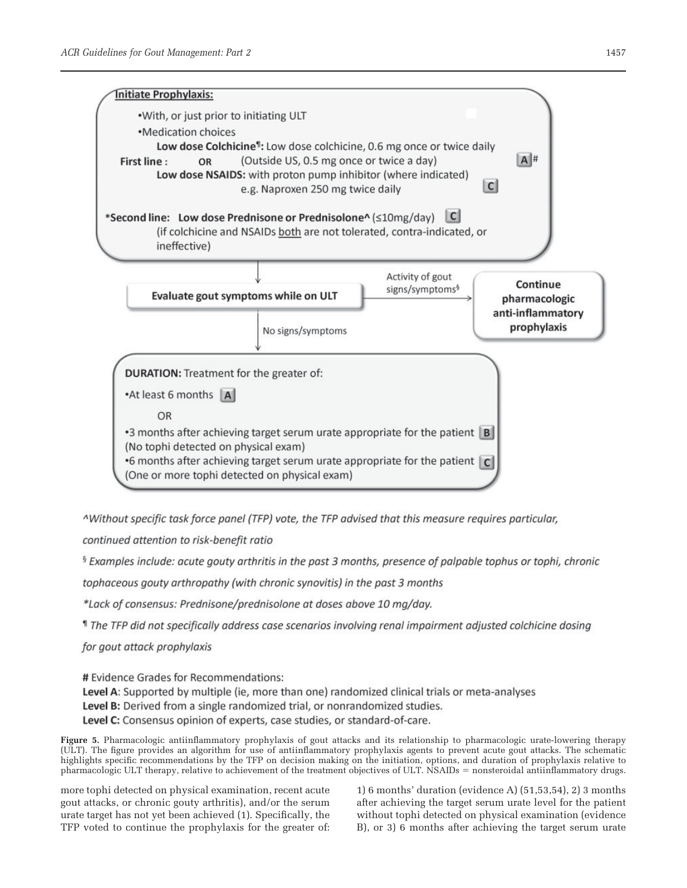**Initiate Prophylaxis:**

- With, or just prior to initiating ULT
- Medication choices

**First line :**
**Low dose Colchicine**¶: Low dose colchicine, 0.6 mg once or twice daily (Outside US, 0.5 mg once or twice a day) **A**#

OR

**Low dose NSAIDS:** with proton pump inhibitor (where indicated) e.g. Naproxen 250 mg twice daily **C**

***Second line: Low dose Prednisone or Prednisolone^** (≤10mg/day) **C**
(if colchicine and NSAIDs both are not tolerated, contra-indicated, or ineffective)

**Evaluate gout symptoms while on ULT**

→ Activity of gout signs/symptoms§ → **Continue pharmacologic anti-inflammatory prophylaxis**

↓ No signs/symptoms

**DURATION:** Treatment for the greater of:

- At least 6 months **A**

OR

- 3 months after achieving target serum urate appropriate for the patient **B** (No tophi detected on physical exam)
- 6 months after achieving target serum urate appropriate for the patient **C** (One or more tophi detected on physical exam)

*^Without specific task force panel (TFP) vote, the TFP advised that this measure requires particular, continued attention to risk-benefit ratio*

*§ Examples include: acute gouty arthritis in the past 3 months, presence of palpable tophus or tophi, chronic tophaceous gouty arthropathy (with chronic synovitis) in the past 3 months*

**Lack of consensus: Prednisone/prednisolone at doses above 10 mg/day.*

*¶ The TFP did not specifically address case scenarios involving renal impairment adjusted colchicine dosing for gout attack prophylaxis*

# Evidence Grades for Recommendations:
**Level A**: Supported by multiple (ie, more than one) randomized clinical trials or meta-analyses
**Level B:** Derived from a single randomized trial, or nonrandomized studies.
**Level C:** Consensus opinion of experts, case studies, or standard-of-care.

**Figure 5.** Pharmacologic antiinflammatory prophylaxis of gout attacks and its relationship to pharmacologic urate-lowering therapy (ULT). The figure provides an algorithm for use of antiinflammatory prophylaxis agents to prevent acute gout attacks. The schematic highlights specific recommendations by the TFP on decision making on the initiation, options, and duration of prophylaxis relative to pharmacologic ULT therapy, relative to achievement of the treatment objectives of ULT. NSAIDs = nonsteroidal antiinflammatory drugs.

more tophi detected on physical examination, recent acute gout attacks, or chronic gouty arthritis), and/or the serum urate target has not yet been achieved (1). Specifically, the TFP voted to continue the prophylaxis for the greater of: 1) 6 months' duration (evidence A) (51,53,54), 2) 3 months after achieving the target serum urate level for the patient without tophi detected on physical examination (evidence B), or 3) 6 months after achieving the target serum urate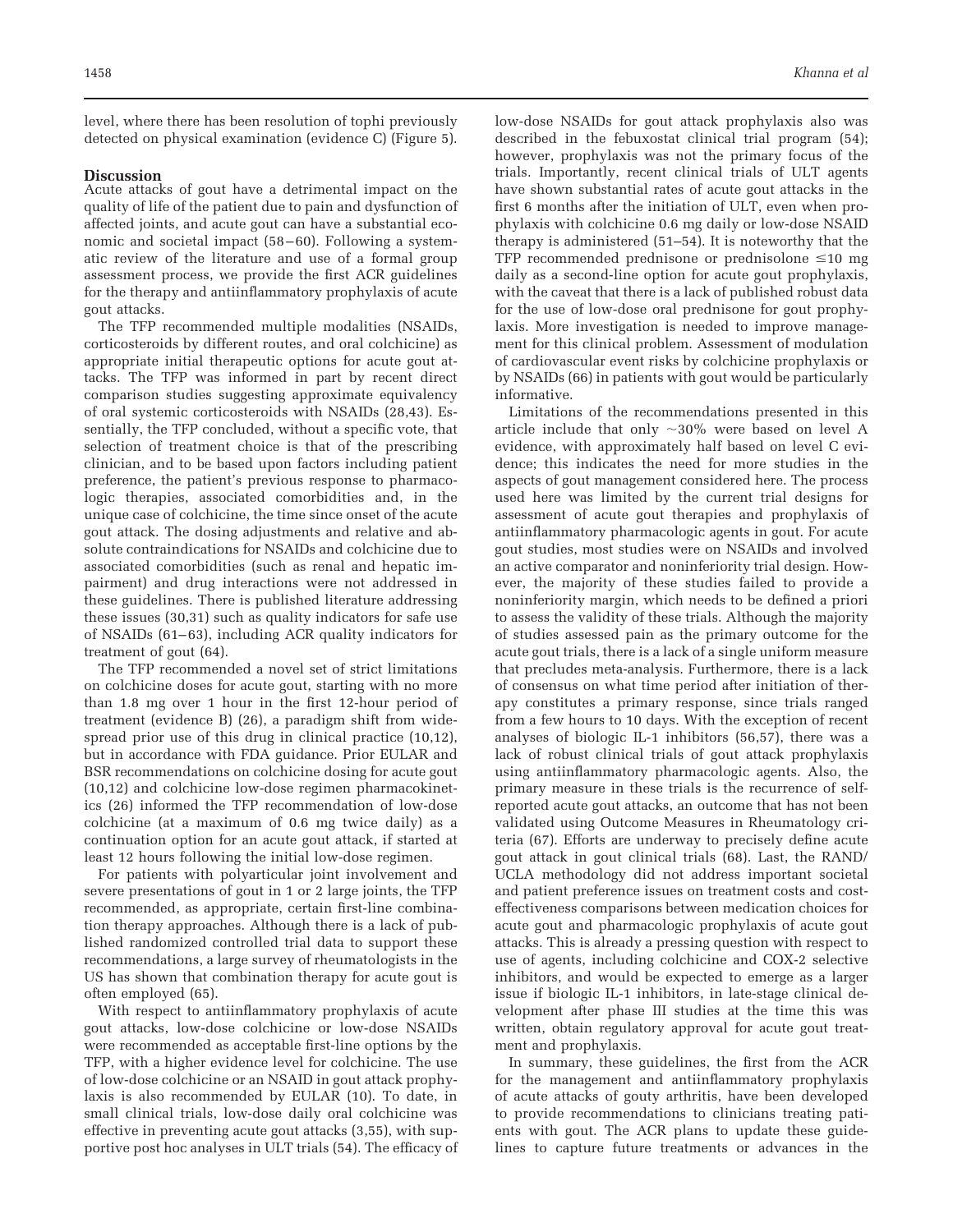level, where there has been resolution of tophi previously detected on physical examination (evidence C) (Figure 5).

## Discussion

Acute attacks of gout have a detrimental impact on the quality of life of the patient due to pain and dysfunction of affected joints, and acute gout can have a substantial economic and societal impact (58–60). Following a systematic review of the literature and use of a formal group assessment process, we provide the first ACR guidelines for the therapy and antiinflammatory prophylaxis of acute gout attacks.

The TFP recommended multiple modalities (NSAIDs, corticosteroids by different routes, and oral colchicine) as appropriate initial therapeutic options for acute gout attacks. The TFP was informed in part by recent direct comparison studies suggesting approximate equivalency of oral systemic corticosteroids with NSAIDs (28,43). Essentially, the TFP concluded, without a specific vote, that selection of treatment choice is that of the prescribing clinician, and to be based upon factors including patient preference, the patient's previous response to pharmacologic therapies, associated comorbidities and, in the unique case of colchicine, the time since onset of the acute gout attack. The dosing adjustments and relative and absolute contraindications for NSAIDs and colchicine due to associated comorbidities (such as renal and hepatic impairment) and drug interactions were not addressed in these guidelines. There is published literature addressing these issues (30,31) such as quality indicators for safe use of NSAIDs (61–63), including ACR quality indicators for treatment of gout (64).

The TFP recommended a novel set of strict limitations on colchicine doses for acute gout, starting with no more than 1.8 mg over 1 hour in the first 12-hour period of treatment (evidence B) (26), a paradigm shift from widespread prior use of this drug in clinical practice (10,12), but in accordance with FDA guidance. Prior EULAR and BSR recommendations on colchicine dosing for acute gout (10,12) and colchicine low-dose regimen pharmacokinetics (26) informed the TFP recommendation of low-dose colchicine (at a maximum of 0.6 mg twice daily) as a continuation option for an acute gout attack, if started at least 12 hours following the initial low-dose regimen.

For patients with polyarticular joint involvement and severe presentations of gout in 1 or 2 large joints, the TFP recommended, as appropriate, certain first-line combination therapy approaches. Although there is a lack of published randomized controlled trial data to support these recommendations, a large survey of rheumatologists in the US has shown that combination therapy for acute gout is often employed (65).

With respect to antiinflammatory prophylaxis of acute gout attacks, low-dose colchicine or low-dose NSAIDs were recommended as acceptable first-line options by the TFP, with a higher evidence level for colchicine. The use of low-dose colchicine or an NSAID in gout attack prophylaxis is also recommended by EULAR (10). To date, in small clinical trials, low-dose daily oral colchicine was effective in preventing acute gout attacks (3,55), with supportive post hoc analyses in ULT trials (54). The efficacy of low-dose NSAIDs for gout attack prophylaxis also was described in the febuxostat clinical trial program (54); however, prophylaxis was not the primary focus of the trials. Importantly, recent clinical trials of ULT agents have shown substantial rates of acute gout attacks in the first 6 months after the initiation of ULT, even when prophylaxis with colchicine 0.6 mg daily or low-dose NSAID therapy is administered (51–54). It is noteworthy that the TFP recommended prednisone or prednisolone ≤10 mg daily as a second-line option for acute gout prophylaxis, with the caveat that there is a lack of published robust data for the use of low-dose oral prednisone for gout prophylaxis. More investigation is needed to improve management for this clinical problem. Assessment of modulation of cardiovascular event risks by colchicine prophylaxis or by NSAIDs (66) in patients with gout would be particularly informative.

Limitations of the recommendations presented in this article include that only ~30% were based on level A evidence, with approximately half based on level C evidence; this indicates the need for more studies in the aspects of gout management considered here. The process used here was limited by the current trial designs for assessment of acute gout therapies and prophylaxis of antiinflammatory pharmacologic agents in gout. For acute gout studies, most studies were on NSAIDs and involved an active comparator and noninferiority trial design. However, the majority of these studies failed to provide a noninferiority margin, which needs to be defined a priori to assess the validity of these trials. Although the majority of studies assessed pain as the primary outcome for the acute gout trials, there is a lack of a single uniform measure that precludes meta-analysis. Furthermore, there is a lack of consensus on what time period after initiation of therapy constitutes a primary response, since trials ranged from a few hours to 10 days. With the exception of recent analyses of biologic IL-1 inhibitors (56,57), there was a lack of robust clinical trials of gout attack prophylaxis using antiinflammatory pharmacologic agents. Also, the primary measure in these trials is the recurrence of self-reported acute gout attacks, an outcome that has not been validated using Outcome Measures in Rheumatology criteria (67). Efforts are underway to precisely define acute gout attack in gout clinical trials (68). Last, the RAND/UCLA methodology did not address important societal and patient preference issues on treatment costs and cost-effectiveness comparisons between medication choices for acute gout and pharmacologic prophylaxis of acute gout attacks. This is already a pressing question with respect to use of agents, including colchicine and COX-2 selective inhibitors, and would be expected to emerge as a larger issue if biologic IL-1 inhibitors, in late-stage clinical development after phase III studies at the time this was written, obtain regulatory approval for acute gout treatment and prophylaxis.

In summary, these guidelines, the first from the ACR for the management and antiinflammatory prophylaxis of acute attacks of gouty arthritis, have been developed to provide recommendations to clinicians treating patients with gout. The ACR plans to update these guidelines to capture future treatments or advances in the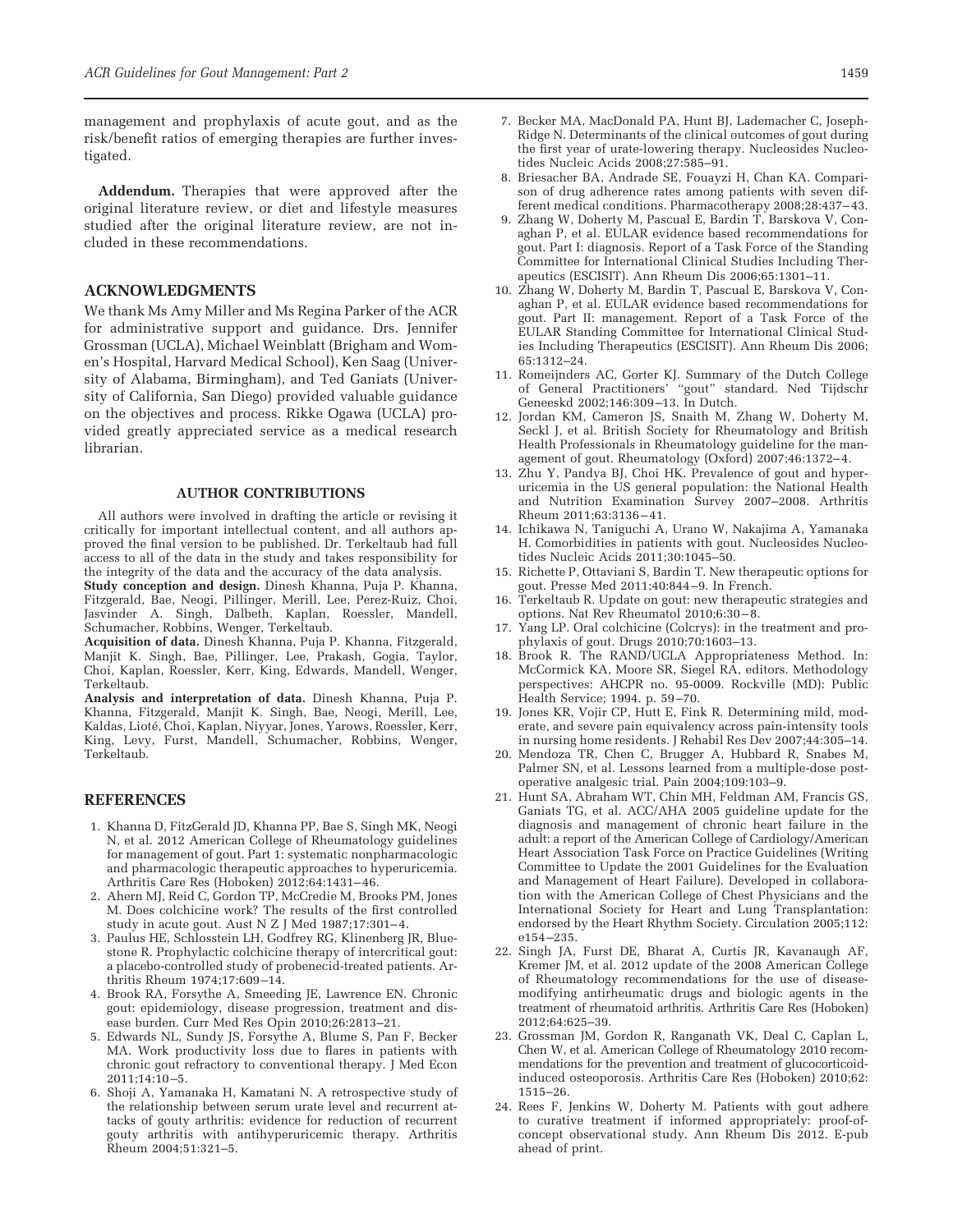management and prophylaxis of acute gout, and as the risk/benefit ratios of emerging therapies are further investigated.

**Addendum.** Therapies that were approved after the original literature review, or diet and lifestyle measures studied after the original literature review, are not included in these recommendations.

## ACKNOWLEDGMENTS

We thank Ms Amy Miller and Ms Regina Parker of the ACR for administrative support and guidance. Drs. Jennifer Grossman (UCLA), Michael Weinblatt (Brigham and Women's Hospital, Harvard Medical School), Ken Saag (University of Alabama, Birmingham), and Ted Ganiats (University of California, San Diego) provided valuable guidance on the objectives and process. Rikke Ogawa (UCLA) provided greatly appreciated service as a medical research librarian.

### AUTHOR CONTRIBUTIONS

All authors were involved in drafting the article or revising it critically for important intellectual content, and all authors approved the final version to be published. Dr. Terkeltaub had full access to all of the data in the study and takes responsibility for the integrity of the data and the accuracy of the data analysis.

**Study conception and design.** Dinesh Khanna, Puja P. Khanna, Fitzgerald, Bae, Neogi, Pillinger, Merill, Lee, Perez-Ruiz, Choi, Jasvinder A. Singh, Dalbeth, Kaplan, Roessler, Mandell, Schumacher, Robbins, Wenger, Terkeltaub.

**Acquisition of data.** Dinesh Khanna, Puja P. Khanna, Fitzgerald, Manjit K. Singh, Bae, Pillinger, Lee, Prakash, Gogia, Taylor, Choi, Kaplan, Roessler, Kerr, King, Edwards, Mandell, Wenger, Terkeltaub.

**Analysis and interpretation of data.** Dinesh Khanna, Puja P. Khanna, Fitzgerald, Manjit K. Singh, Bae, Neogi, Merill, Lee, Kaldas, Lioté, Choi, Kaplan, Niyyar, Jones, Yarows, Roessler, Kerr, King, Levy, Furst, Mandell, Schumacher, Robbins, Wenger, Terkeltaub.

## REFERENCES

1. Khanna D, FitzGerald JD, Khanna PP, Bae S, Singh MK, Neogi N, et al. 2012 American College of Rheumatology guidelines for management of gout. Part 1: systematic nonpharmacologic and pharmacologic therapeutic approaches to hyperuricemia. Arthritis Care Res (Hoboken) 2012;64:1431–46.
2. Ahern MJ, Reid C, Gordon TP, McCredie M, Brooks PM, Jones M. Does colchicine work? The results of the first controlled study in acute gout. Aust N Z J Med 1987;17:301–4.
3. Paulus HE, Schlosstein LH, Godfrey RG, Klinenberg JR, Bluestone R. Prophylactic colchicine therapy of intercritical gout: a placebo-controlled study of probenecid-treated patients. Arthritis Rheum 1974;17:609–14.
4. Brook RA, Forsythe A, Smeeding JE, Lawrence EN. Chronic gout: epidemiology, disease progression, treatment and disease burden. Curr Med Res Opin 2010;26:2813–21.
5. Edwards NL, Sundy JS, Forsythe A, Blume S, Pan F, Becker MA. Work productivity loss due to flares in patients with chronic gout refractory to conventional therapy. J Med Econ 2011;14:10–5.
6. Shoji A, Yamanaka H, Kamatani N. A retrospective study of the relationship between serum urate level and recurrent attacks of gouty arthritis: evidence for reduction of recurrent gouty arthritis with antihyperuricemic therapy. Arthritis Rheum 2004;51:321–5.
7. Becker MA, MacDonald PA, Hunt BJ, Lademacher C, Joseph-Ridge N. Determinants of the clinical outcomes of gout during the first year of urate-lowering therapy. Nucleosides Nucleotides Nucleic Acids 2008;27:585–91.
8. Briesacher BA, Andrade SE, Fouayzi H, Chan KA. Comparison of drug adherence rates among patients with seven different medical conditions. Pharmacotherapy 2008;28:437–43.
9. Zhang W, Doherty M, Pascual E, Bardin T, Barskova V, Conaghan P, et al. EULAR evidence based recommendations for gout. Part I: diagnosis. Report of a Task Force of the Standing Committee for International Clinical Studies Including Therapeutics (ESCISIT). Ann Rheum Dis 2006;65:1301–11.
10. Zhang W, Doherty M, Bardin T, Pascual E, Barskova V, Conaghan P, et al. EULAR evidence based recommendations for gout. Part II: management. Report of a Task Force of the EULAR Standing Committee for International Clinical Studies Including Therapeutics (ESCISIT). Ann Rheum Dis 2006; 65:1312–24.
11. Romeijnders AC, Gorter KJ. Summary of the Dutch College of General Practitioners' "gout" standard. Ned Tijdschr Geneeskd 2002;146:309–13. In Dutch.
12. Jordan KM, Cameron JS, Snaith M, Zhang W, Doherty M, Seckl J, et al. British Society for Rheumatology and British Health Professionals in Rheumatology guideline for the management of gout. Rheumatology (Oxford) 2007;46:1372–4.
13. Zhu Y, Pandya BJ, Choi HK. Prevalence of gout and hyperuricemia in the US general population: the National Health and Nutrition Examination Survey 2007–2008. Arthritis Rheum 2011;63:3136–41.
14. Ichikawa N, Taniguchi A, Urano W, Nakajima A, Yamanaka H. Comorbidities in patients with gout. Nucleosides Nucleotides Nucleic Acids 2011;30:1045–50.
15. Richette P, Ottaviani S, Bardin T. New therapeutic options for gout. Presse Med 2011;40:844–9. In French.
16. Terkeltaub R. Update on gout: new therapeutic strategies and options. Nat Rev Rheumatol 2010;6:30–8.
17. Yang LP. Oral colchicine (Colcrys): in the treatment and prophylaxis of gout. Drugs 2010;70:1603–13.
18. Brook R. The RAND/UCLA Appropriateness Method. In: McCormick KA, Moore SR, Siegel RA, editors. Methodology perspectives: AHCPR no. 95-0009. Rockville (MD): Public Health Service; 1994. p. 59–70.
19. Jones KR, Vojir CP, Hutt E, Fink R. Determining mild, moderate, and severe pain equivalency across pain-intensity tools in nursing home residents. J Rehabil Res Dev 2007;44:305–14.
20. Mendoza TR, Chen C, Brugger A, Hubbard R, Snabes M, Palmer SN, et al. Lessons learned from a multiple-dose postoperative analgesic trial. Pain 2004;109:103–9.
21. Hunt SA, Abraham WT, Chin MH, Feldman AM, Francis GS, Ganiats TG, et al. ACC/AHA 2005 guideline update for the diagnosis and management of chronic heart failure in the adult: a report of the American College of Cardiology/American Heart Association Task Force on Practice Guidelines (Writing Committee to Update the 2001 Guidelines for the Evaluation and Management of Heart Failure). Developed in collaboration with the American College of Chest Physicians and the International Society for Heart and Lung Transplantation: endorsed by the Heart Rhythm Society. Circulation 2005;112: e154–235.
22. Singh JA, Furst DE, Bharat A, Curtis JR, Kavanaugh AF, Kremer JM, et al. 2012 update of the 2008 American College of Rheumatology recommendations for the use of disease-modifying antirheumatic drugs and biologic agents in the treatment of rheumatoid arthritis. Arthritis Care Res (Hoboken) 2012;64:625–39.
23. Grossman JM, Gordon R, Ranganath VK, Deal C, Caplan L, Chen W, et al. American College of Rheumatology 2010 recommendations for the prevention and treatment of glucocorticoid-induced osteoporosis. Arthritis Care Res (Hoboken) 2010;62: 1515–26.
24. Rees F, Jenkins W, Doherty M. Patients with gout adhere to curative treatment if informed appropriately: proof-of-concept observational study. Ann Rheum Dis 2012. E-pub ahead of print.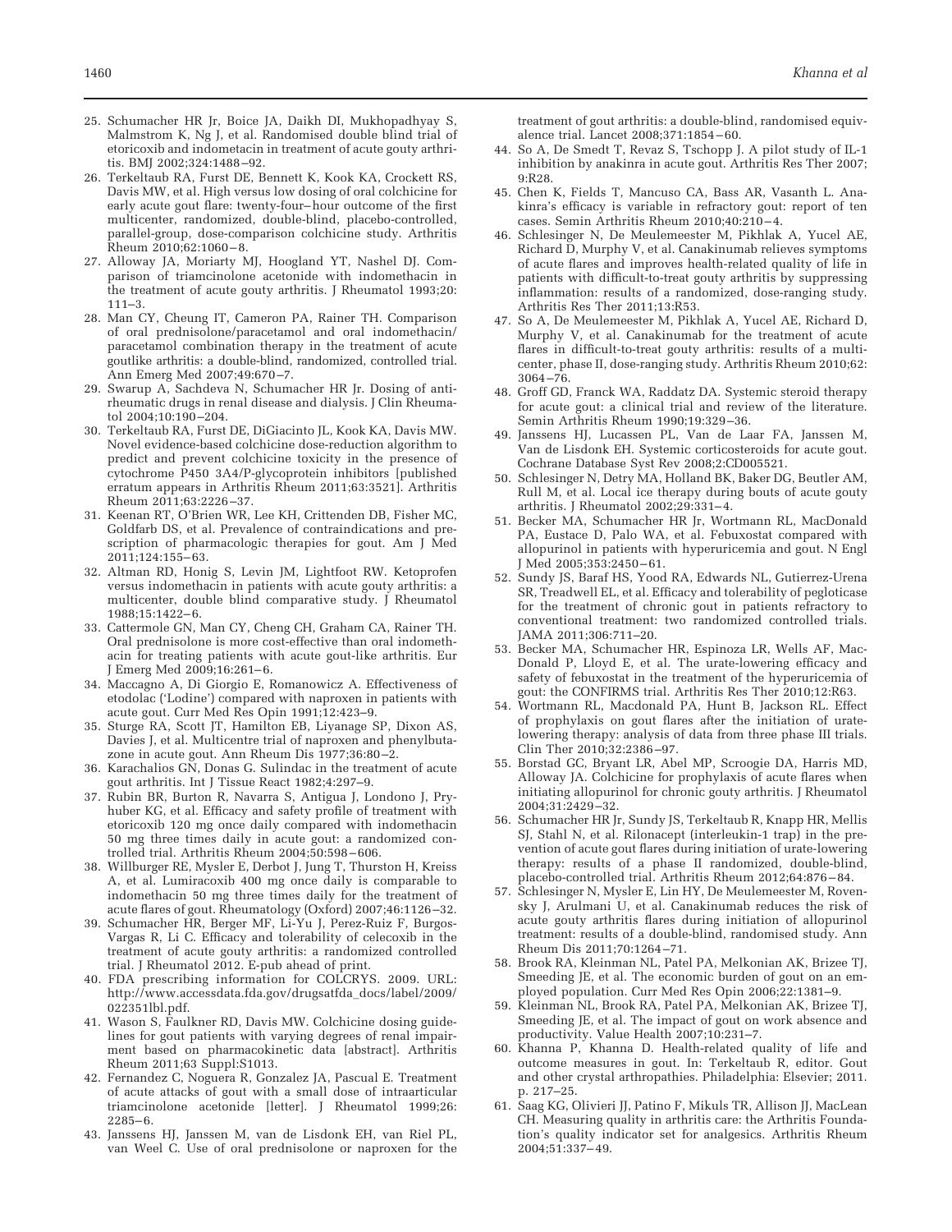25. Schumacher HR Jr, Boice JA, Daikh DI, Mukhopadhyay S, Malmstrom K, Ng J, et al. Randomised double blind trial of etoricoxib and indometacin in treatment of acute gouty arthritis. BMJ 2002;324:1488–92.
26. Terkeltaub RA, Furst DE, Bennett K, Kook KA, Crockett RS, Davis MW, et al. High versus low dosing of oral colchicine for early acute gout flare: twenty-four–hour outcome of the first multicenter, randomized, double-blind, placebo-controlled, parallel-group, dose-comparison colchicine study. Arthritis Rheum 2010;62:1060–8.
27. Alloway JA, Moriarty MJ, Hoogland YT, Nashel DJ. Comparison of triamcinolone acetonide with indomethacin in the treatment of acute gouty arthritis. J Rheumatol 1993;20: 111–3.
28. Man CY, Cheung IT, Cameron PA, Rainer TH. Comparison of oral prednisolone/paracetamol and oral indomethacin/paracetamol combination therapy in the treatment of acute goutlike arthritis: a double-blind, randomized, controlled trial. Ann Emerg Med 2007;49:670–7.
29. Swarup A, Sachdeva N, Schumacher HR Jr. Dosing of antirheumatic drugs in renal disease and dialysis. J Clin Rheumatol 2004;10:190–204.
30. Terkeltaub RA, Furst DE, DiGiacinto JL, Kook KA, Davis MW. Novel evidence-based colchicine dose-reduction algorithm to predict and prevent colchicine toxicity in the presence of cytochrome P450 3A4/P-glycoprotein inhibitors [published erratum appears in Arthritis Rheum 2011;63:3521]. Arthritis Rheum 2011;63:2226–37.
31. Keenan RT, O'Brien WR, Lee KH, Crittenden DB, Fisher MC, Goldfarb DS, et al. Prevalence of contraindications and prescription of pharmacologic therapies for gout. Am J Med 2011;124:155–63.
32. Altman RD, Honig S, Levin JM, Lightfoot RW. Ketoprofen versus indomethacin in patients with acute gouty arthritis: a multicenter, double blind comparative study. J Rheumatol 1988;15:1422–6.
33. Cattermole GN, Man CY, Cheng CH, Graham CA, Rainer TH. Oral prednisolone is more cost-effective than oral indomethacin for treating patients with acute gout-like arthritis. Eur J Emerg Med 2009;16:261–6.
34. Maccagno A, Di Giorgio E, Romanowicz A. Effectiveness of etodolac ('Lodine') compared with naproxen in patients with acute gout. Curr Med Res Opin 1991;12:423–9.
35. Sturge RA, Scott JT, Hamilton EB, Liyanage SP, Dixon AS, Davies J, et al. Multicentre trial of naproxen and phenylbutazone in acute gout. Ann Rheum Dis 1977;36:80–2.
36. Karachalios GN, Donas G. Sulindac in the treatment of acute gout arthritis. Int J Tissue React 1982;4:297–9.
37. Rubin BR, Burton R, Navarra S, Antigua J, Londono J, Pryhuber KG, et al. Efficacy and safety profile of treatment with etoricoxib 120 mg once daily compared with indomethacin 50 mg three times daily in acute gout: a randomized controlled trial. Arthritis Rheum 2004;50:598–606.
38. Willburger RE, Mysler E, Derbot J, Jung T, Thurston H, Kreiss A, et al. Lumiracoxib 400 mg once daily is comparable to indomethacin 50 mg three times daily for the treatment of acute flares of gout. Rheumatology (Oxford) 2007;46:1126–32.
39. Schumacher HR, Berger MF, Li-Yu J, Perez-Ruiz F, Burgos-Vargas R, Li C. Efficacy and tolerability of celecoxib in the treatment of acute gouty arthritis: a randomized controlled trial. J Rheumatol 2012. E-pub ahead of print.
40. FDA prescribing information for COLCRYS. 2009. URL: http://www.accessdata.fda.gov/drugsatfda_docs/label/2009/022351lbl.pdf.
41. Wason S, Faulkner RD, Davis MW. Colchicine dosing guidelines for gout patients with varying degrees of renal impairment based on pharmacokinetic data [abstract]. Arthritis Rheum 2011;63 Suppl:S1013.
42. Fernandez C, Noguera R, Gonzalez JA, Pascual E. Treatment of acute attacks of gout with a small dose of intraarticular triamcinolone acetonide [letter]. J Rheumatol 1999;26: 2285–6.
43. Janssens HJ, Janssen M, van de Lisdonk EH, van Riel PL, van Weel C. Use of oral prednisolone or naproxen for the treatment of gout arthritis: a double-blind, randomised equivalence trial. Lancet 2008;371:1854–60.
44. So A, De Smedt T, Revaz S, Tschopp J. A pilot study of IL-1 inhibition by anakinra in acute gout. Arthritis Res Ther 2007; 9:R28.
45. Chen K, Fields T, Mancuso CA, Bass AR, Vasanth L. Anakinra's efficacy is variable in refractory gout: report of ten cases. Semin Arthritis Rheum 2010;40:210–4.
46. Schlesinger N, De Meulemeester M, Pikhlak A, Yucel AE, Richard D, Murphy V, et al. Canakinumab relieves symptoms of acute flares and improves health-related quality of life in patients with difficult-to-treat gouty arthritis by suppressing inflammation: results of a randomized, dose-ranging study. Arthritis Res Ther 2011;13:R53.
47. So A, De Meulemeester M, Pikhlak A, Yucel AE, Richard D, Murphy V, et al. Canakinumab for the treatment of acute flares in difficult-to-treat gouty arthritis: results of a multicenter, phase II, dose-ranging study. Arthritis Rheum 2010;62: 3064–76.
48. Groff GD, Franck WA, Raddatz DA. Systemic steroid therapy for acute gout: a clinical trial and review of the literature. Semin Arthritis Rheum 1990;19:329–36.
49. Janssens HJ, Lucassen PL, Van de Laar FA, Janssen M, Van de Lisdonk EH. Systemic corticosteroids for acute gout. Cochrane Database Syst Rev 2008;2:CD005521.
50. Schlesinger N, Detry MA, Holland BK, Baker DG, Beutler AM, Rull M, et al. Local ice therapy during bouts of acute gouty arthritis. J Rheumatol 2002;29:331–4.
51. Becker MA, Schumacher HR Jr, Wortmann RL, MacDonald PA, Eustace D, Palo WA, et al. Febuxostat compared with allopurinol in patients with hyperuricemia and gout. N Engl J Med 2005;353:2450–61.
52. Sundy JS, Baraf HS, Yood RA, Edwards NL, Gutierrez-Urena SR, Treadwell EL, et al. Efficacy and tolerability of pegloticase for the treatment of chronic gout in patients refractory to conventional treatment: two randomized controlled trials. JAMA 2011;306:711–20.
53. Becker MA, Schumacher HR, Espinoza LR, Wells AF, MacDonald P, Lloyd E, et al. The urate-lowering efficacy and safety of febuxostat in the treatment of the hyperuricemia of gout: the CONFIRMS trial. Arthritis Res Ther 2010;12:R63.
54. Wortmann RL, Macdonald PA, Hunt B, Jackson RL. Effect of prophylaxis on gout flares after the initiation of urate-lowering therapy: analysis of data from three phase III trials. Clin Ther 2010;32:2386–97.
55. Borstad GC, Bryant LR, Abel MP, Scroogie DA, Harris MD, Alloway JA. Colchicine for prophylaxis of acute flares when initiating allopurinol for chronic gouty arthritis. J Rheumatol 2004;31:2429–32.
56. Schumacher HR Jr, Sundy JS, Terkeltaub R, Knapp HR, Mellis SJ, Stahl N, et al. Rilonacept (interleukin-1 trap) in the prevention of acute gout flares during initiation of urate-lowering therapy: results of a phase II randomized, double-blind, placebo-controlled trial. Arthritis Rheum 2012;64:876–84.
57. Schlesinger N, Mysler E, Lin HY, De Meulemeester M, Rovensky J, Arulmani U, et al. Canakinumab reduces the risk of acute gouty arthritis flares during initiation of allopurinol treatment: results of a double-blind, randomised study. Ann Rheum Dis 2011;70:1264–71.
58. Brook RA, Kleinman NL, Patel PA, Melkonian AK, Brizee TJ, Smeeding JE, et al. The economic burden of gout on an employed population. Curr Med Res Opin 2006;22:1381–9.
59. Kleinman NL, Brook RA, Patel PA, Melkonian AK, Brizee TJ, Smeeding JE, et al. The impact of gout on work absence and productivity. Value Health 2007;10:231–7.
60. Khanna P, Khanna D. Health-related quality of life and outcome measures in gout. In: Terkeltaub R, editor. Gout and other crystal arthropathies. Philadelphia: Elsevier; 2011. p. 217–25.
61. Saag KG, Olivieri JJ, Patino F, Mikuls TR, Allison JJ, MacLean CH. Measuring quality in arthritis care: the Arthritis Foundation's quality indicator set for analgesics. Arthritis Rheum 2004;51:337–49.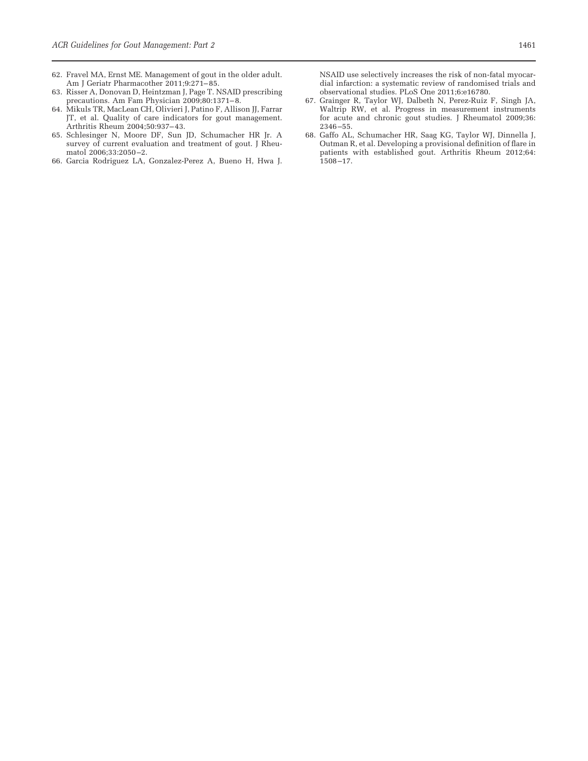62. Fravel MA, Ernst ME. Management of gout in the older adult. Am J Geriatr Pharmacother 2011;9:271–85.
63. Risser A, Donovan D, Heintzman J, Page T. NSAID prescribing precautions. Am Fam Physician 2009;80:1371–8.
64. Mikuls TR, MacLean CH, Olivieri J, Patino F, Allison JJ, Farrar JT, et al. Quality of care indicators for gout management. Arthritis Rheum 2004;50:937–43.
65. Schlesinger N, Moore DF, Sun JD, Schumacher HR Jr. A survey of current evaluation and treatment of gout. J Rheumatol 2006;33:2050–2.
66. Garcia Rodriguez LA, Gonzalez-Perez A, Bueno H, Hwa J. NSAID use selectively increases the risk of non-fatal myocardial infarction: a systematic review of randomised trials and observational studies. PLoS One 2011;6:e16780.
67. Grainger R, Taylor WJ, Dalbeth N, Perez-Ruiz F, Singh JA, Waltrip RW, et al. Progress in measurement instruments for acute and chronic gout studies. J Rheumatol 2009;36: 2346–55.
68. Gaffo AL, Schumacher HR, Saag KG, Taylor WJ, Dinnella J, Outman R, et al. Developing a provisional definition of flare in patients with established gout. Arthritis Rheum 2012;64: 1508–17.